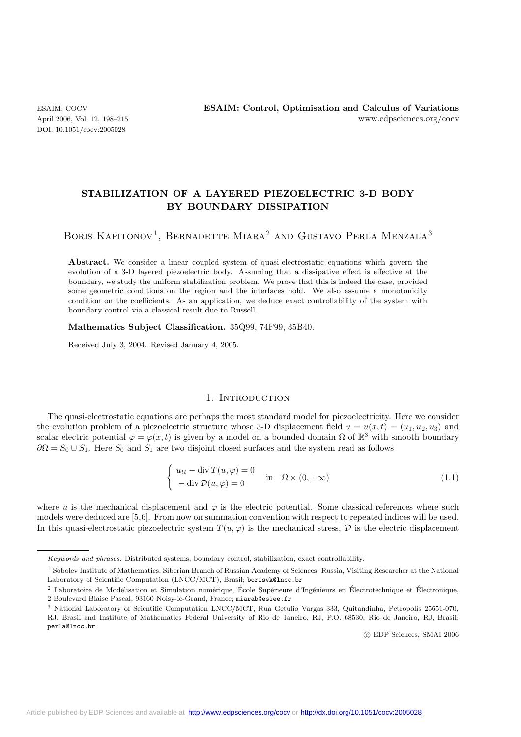# STABILIZATION OF A LAYERED PIEZOELECTRIC 3-D BODY BY BOUNDARY DISSIPATION

Boris Kapitonov[1], Bernadette Miara[2] and Gustavo Perla Menzala[3]

**Abstract.** We consider a linear coupled system of quasi-electrostatic equations which govern the evolution of a 3-D layered piezoelectric body. Assuming that a dissipative effect is effective at the boundary, we study the uniform stabilization problem. We prove that this is indeed the case, provided some geometric conditions on the region and the interfaces hold. We also assume a monotonicity condition on the coefficients. As an application, we deduce exact controllability of the system with boundary control via a classical result due to Russell.

**Mathematics Subject Classification.** 35Q99, 74F99, 35B40.

Received July 3, 2004. Revised January 4, 2005.

## 1. Introduction

The quasi-electrostatic equations are perhaps the most standard model for piezoelectricity. Here we consider the evolution problem of a piezoelectric structure whose 3-D displacement field $u = u(x,t) = (u_1, u_2, u_3)$ and scalar electric potential $\varphi = \varphi(x,t)$ is given by a model on a bounded domain $\Omega$ of $\mathbb{R}^3$ with smooth boundary $\partial\Omega = S_0 \cup S_1$. Here $S_0$ and $S_1$ are two disjoint closed surfaces and the system read as follows

$$
\begin{cases} u_{tt} - \operatorname{div} T(u,\varphi) = 0 \\ -\operatorname{div} \mathcal{D}(u,\varphi) = 0 \end{cases} \quad \text{in} \quad \Omega \times (0, +\infty) \tag{1.1}
$$

where $u$ is the mechanical displacement and $\varphi$ is the electric potential. Some classical references where such models were deduced are [5,6]. From now on summation convention with respect to repeated indices will be used. In this quasi-electrostatic piezoelectric system $T(u,\varphi)$ is the mechanical stress, $\mathcal{D}$ is the electric displacement

---

*Keywords and phrases.* Distributed systems, boundary control, stabilization, exact controllability.

[1] Sobolev Institute of Mathematics, Siberian Branch of Russian Academy of Sciences, Russia, Visiting Researcher at the National Laboratory of Scientific Computation (LNCC/MCT), Brasil; borisvk@lncc.br

[2] Laboratoire de Modélisation et Simulation numérique, École Supérieure d'Ingénieurs en Électrotechnique et Électronique, 2 Boulevard Blaise Pascal, 93160 Noisy-le-Grand, France; miarab@esiee.fr

[3] National Laboratory of Scientific Computation LNCC/MCT, Rua Getulio Vargas 333, Quitandinha, Petropolis 25651-070, RJ, Brasil and Institute of Mathematics Federal University of Rio de Janeiro, RJ, P.O. 68530, Rio de Janeiro, RJ, Brasil; perla@lncc.br

© EDP Sciences, SMAI 2006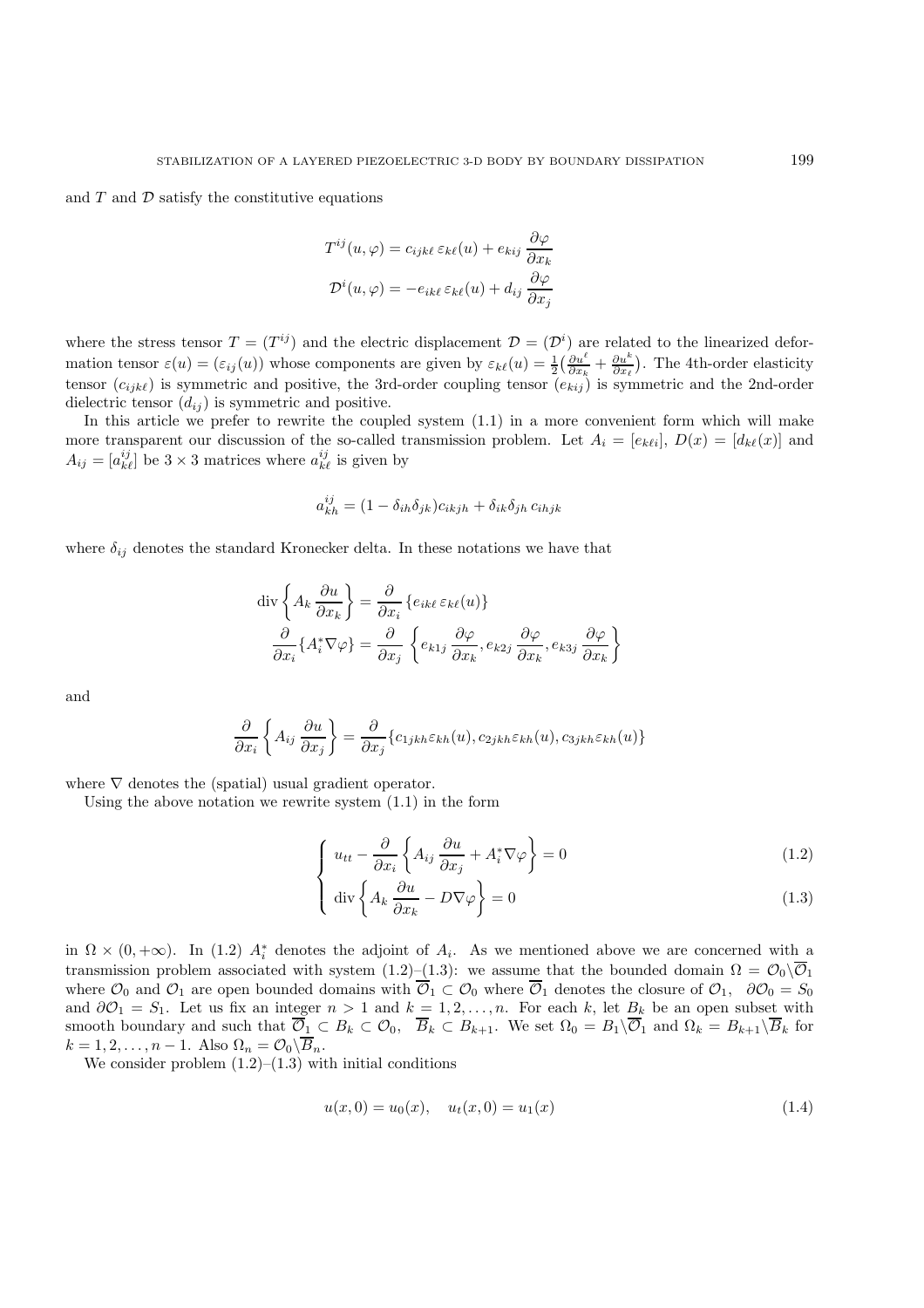and $T$ and $\mathcal{D}$ satisfy the constitutive equations

$$T^{ij}(u,\varphi) = c_{ijk\ell}\, \varepsilon_{k\ell}(u) + e_{kij}\, \frac{\partial \varphi}{\partial x_k}$$

$$\mathcal{D}^i(u,\varphi) = -e_{ik\ell}\, \varepsilon_{k\ell}(u) + d_{ij}\, \frac{\partial \varphi}{\partial x_j}$$

where the stress tensor $T = (T^{ij})$ and the electric displacement $\mathcal{D} = (\mathcal{D}^i)$ are related to the linearized deformation tensor $\varepsilon(u) = (\varepsilon_{ij}(u))$ whose components are given by $\varepsilon_{k\ell}(u) = \frac{1}{2}\big(\frac{\partial u^\ell}{\partial x_k} + \frac{\partial u^k}{\partial x_\ell}\big)$. The 4th-order elasticity tensor $(c_{ijk\ell})$ is symmetric and positive, the 3rd-order coupling tensor $(e_{kij})$ is symmetric and the 2nd-order dielectric tensor $(d_{ij})$ is symmetric and positive.

In this article we prefer to rewrite the coupled system (1.1) in a more convenient form which will make more transparent our discussion of the so-called transmission problem. Let $A_i = [e_{k\ell i}]$, $D(x) = [d_{k\ell}(x)]$ and $A_{ij} = [a_{k\ell}^{ij}]$ be $3 \times 3$ matrices where $a_{k\ell}^{ij}$ is given by

$$a_{kh}^{ij} = (1 - \delta_{ih}\delta_{jk}) c_{ikjh} + \delta_{ik}\delta_{jh}\, c_{ihjk}$$

where $\delta_{ij}$ denotes the standard Kronecker delta. In these notations we have that

$$\operatorname{div}\left\{ A_k\, \frac{\partial u}{\partial x_k} \right\} = \frac{\partial}{\partial x_i}\, \{ e_{ik\ell}\, \varepsilon_{k\ell}(u) \}$$

$$\frac{\partial}{\partial x_i}\{ A_i^* \nabla \varphi \} = \frac{\partial}{\partial x_j}\, \left\{ e_{k1j}\, \frac{\partial \varphi}{\partial x_k}, e_{k2j}\, \frac{\partial \varphi}{\partial x_k}, e_{k3j}\, \frac{\partial \varphi}{\partial x_k} \right\}$$

and

$$\frac{\partial}{\partial x_i}\left\{ A_{ij}\, \frac{\partial u}{\partial x_j} \right\} = \frac{\partial}{\partial x_j}\{ c_{1jkh}\varepsilon_{kh}(u), c_{2jkh}\varepsilon_{kh}(u), c_{3jkh}\varepsilon_{kh}(u) \}$$

where $\nabla$ denotes the (spatial) usual gradient operator.

Using the above notation we rewrite system (1.1) in the form

$$\begin{cases} u_{tt} - \dfrac{\partial}{\partial x_i}\left\{ A_{ij}\, \dfrac{\partial u}{\partial x_j} + A_i^* \nabla \varphi \right\} = 0 & (1.2) \\[2ex] \operatorname{div}\left\{ A_k\, \dfrac{\partial u}{\partial x_k} - D \nabla \varphi \right\} = 0 & (1.3) \end{cases}$$

in $\Omega \times (0, +\infty)$. In (1.2) $A_i^*$ denotes the adjoint of $A_i$. As we mentioned above we are concerned with a transmission problem associated with system (1.2)–(1.3): we assume that the bounded domain $\Omega = \mathcal{O}_0 \backslash \overline{\mathcal{O}}_1$ where $\mathcal{O}_0$ and $\mathcal{O}_1$ are open bounded domains with $\overline{\mathcal{O}}_1 \subset \mathcal{O}_0$ where $\overline{\mathcal{O}}_1$ denotes the closure of $\mathcal{O}_1$, $\partial \mathcal{O}_0 = S_0$ and $\partial \mathcal{O}_1 = S_1$. Let us fix an integer $n > 1$ and $k = 1, 2, \ldots, n$. For each $k$, let $B_k$ be an open subset with smooth boundary and such that $\overline{\mathcal{O}}_1 \subset B_k \subset \mathcal{O}_0$, $\overline{B}_k \subset B_{k+1}$. We set $\Omega_0 = B_1 \backslash \overline{\mathcal{O}}_1$ and $\Omega_k = B_{k+1} \backslash \overline{B}_k$ for $k = 1, 2, \ldots, n-1$. Also $\Omega_n = \mathcal{O}_0 \backslash \overline{B}_n$.

We consider problem (1.2)–(1.3) with initial conditions

$$u(x,0) = u_0(x), \quad u_t(x,0) = u_1(x) \tag{1.4}$$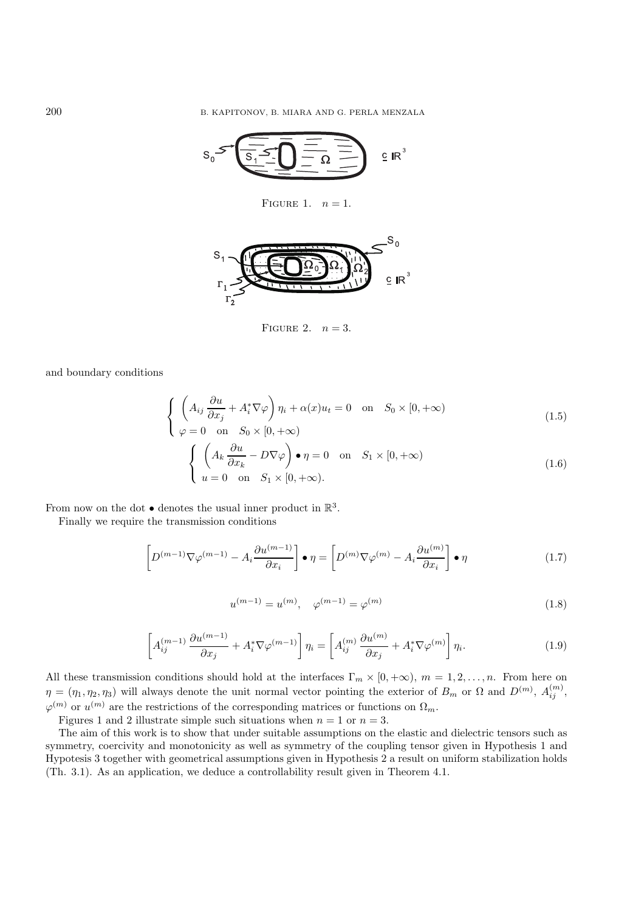FIGURE 1. $n = 1$.

FIGURE 2. $n = 3$.

and boundary conditions

$$
\begin{cases} \left(A_{ij}\,\dfrac{\partial u}{\partial x_j} + A_i^* \nabla \varphi\right)\eta_i + \alpha(x) u_t = 0 \quad \text{on} \quad S_0 \times [0, +\infty) \\ \varphi = 0 \quad \text{on} \quad S_0 \times [0, +\infty) \end{cases} \tag{1.5}
$$

$$
\begin{cases} \left(A_k\,\dfrac{\partial u}{\partial x_k} - D\nabla \varphi\right) \bullet \eta = 0 \quad \text{on} \quad S_1 \times [0, +\infty) \\ u = 0 \quad \text{on} \quad S_1 \times [0, +\infty). \end{cases} \tag{1.6}
$$

From now on the dot $\bullet$ denotes the usual inner product in $\mathbb{R}^3$.

Finally we require the transmission conditions

$$
\left[D^{(m-1)}\nabla\varphi^{(m-1)} - A_i \frac{\partial u^{(m-1)}}{\partial x_i}\right] \bullet \eta = \left[D^{(m)}\nabla\varphi^{(m)} - A_i \frac{\partial u^{(m)}}{\partial x_i}\right] \bullet \eta \tag{1.7}
$$

$$
u^{(m-1)} = u^{(m)}, \quad \varphi^{(m-1)} = \varphi^{(m)} \tag{1.8}
$$

$$
\left[A_{ij}^{(m-1)}\,\frac{\partial u^{(m-1)}}{\partial x_j} + A_i^* \nabla\varphi^{(m-1)}\right]\eta_i = \left[A_{ij}^{(m)}\,\frac{\partial u^{(m)}}{\partial x_j} + A_i^* \nabla\varphi^{(m)}\right]\eta_i. \tag{1.9}
$$

All these transmission conditions should hold at the interfaces $\Gamma_m \times [0, +\infty)$, $m = 1, 2, \ldots, n$. From here on $\eta = (\eta_1, \eta_2, \eta_3)$ will always denote the unit normal vector pointing the exterior of $B_m$ or $\Omega$ and $D^{(m)}$, $A_{ij}^{(m)}$, $\varphi^{(m)}$ or $u^{(m)}$ are the restrictions of the corresponding matrices or functions on $\Omega_m$.

Figures 1 and 2 illustrate simple such situations when $n = 1$ or $n = 3$.

The aim of this work is to show that under suitable assumptions on the elastic and dielectric tensors such as symmetry, coercivity and monotonicity as well as symmetry of the coupling tensor given in Hypothesis 1 and Hypotesis 3 together with geometrical assumptions given in Hypothesis 2 a result on uniform stabilization holds (Th. 3.1). As an application, we deduce a controllability result given in Theorem 4.1.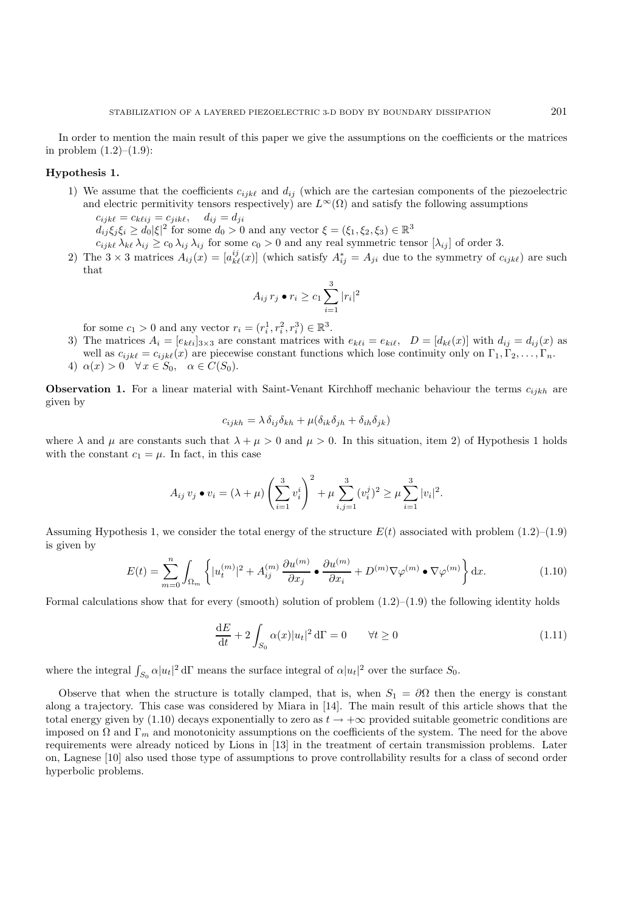In order to mention the main result of this paper we give the assumptions on the coefficients or the matrices in problem (1.2)–(1.9):

**Hypothesis 1.**

1) We assume that the coefficients $c_{ijk\ell}$ and $d_{ij}$ (which are the cartesian components of the piezoelectric and electric permitivity tensors respectively) are $L^\infty(\Omega)$ and satisfy the following assumptions
   $c_{ijk\ell} = c_{k\ell ij} = c_{jik\ell}, \quad d_{ij} = d_{ji}$
   $d_{ij}\xi_j\xi_i \geq d_0|\xi|^2$ for some $d_0 > 0$ and any vector $\xi = (\xi_1, \xi_2, \xi_3) \in \mathbb{R}^3$
   $c_{ijk\ell}\,\lambda_{k\ell}\,\lambda_{ij} \geq c_0\,\lambda_{ij}\,\lambda_{ij}$ for some $c_0 > 0$ and any real symmetric tensor $[\lambda_{ij}]$ of order 3.
2) The $3 \times 3$ matrices $A_{ij}(x) = [a^{ij}_{k\ell}(x)]$ (which satisfy $A^*_{ij} = A_{ji}$ due to the symmetry of $c_{ijk\ell}$) are such that

$$A_{ij}\,r_j \bullet r_i \geq c_1 \sum_{i=1}^{3} |r_i|^2$$

   for some $c_1 > 0$ and any vector $r_i = (r_i^1, r_i^2, r_i^3) \in \mathbb{R}^3$.
3) The matrices $A_i = [e_{k\ell i}]_{3\times 3}$ are constant matrices with $e_{k\ell i} = e_{ki\ell}$, $\ D = [d_{k\ell}(x)]$ with $d_{ij} = d_{ij}(x)$ as well as $c_{ijk\ell} = c_{ijk\ell}(x)$ are piecewise constant functions which lose continuity only on $\Gamma_1, \Gamma_2, \ldots, \Gamma_n$.
4) $\alpha(x) > 0 \quad \forall\, x \in S_0, \quad \alpha \in C(S_0)$.

**Observation 1.** For a linear material with Saint-Venant Kirchhoff mechanic behaviour the terms $c_{ijkh}$ are given by

$$c_{ijkh} = \lambda\,\delta_{ij}\delta_{kh} + \mu(\delta_{ik}\delta_{jh} + \delta_{ih}\delta_{jk})$$

where $\lambda$ and $\mu$ are constants such that $\lambda + \mu > 0$ and $\mu > 0$. In this situation, item 2) of Hypothesis 1 holds with the constant $c_1 = \mu$. In fact, in this case

$$A_{ij}\,v_j \bullet v_i = (\lambda + \mu)\left(\sum_{i=1}^{3} v_i^i\right)^2 + \mu \sum_{i,j=1}^{3} (v_i^j)^2 \geq \mu \sum_{i=1}^{3} |v_i|^2.$$

Assuming Hypothesis 1, we consider the total energy of the structure $E(t)$ associated with problem (1.2)–(1.9) is given by

$$E(t) = \sum_{m=0}^{n} \int_{\Omega_m} \left\{ |u_t^{(m)}|^2 + A_{ij}^{(m)}\,\frac{\partial u^{(m)}}{\partial x_j} \bullet \frac{\partial u^{(m)}}{\partial x_i} + D^{(m)} \nabla\varphi^{(m)} \bullet \nabla\varphi^{(m)} \right\} \mathrm{d}x. \tag{1.10}$$

Formal calculations show that for every (smooth) solution of problem (1.2)–(1.9) the following identity holds

$$\frac{\mathrm{d}E}{\mathrm{d}t} + 2\int_{S_0} \alpha(x)|u_t|^2\,\mathrm{d}\Gamma = 0 \qquad \forall t \geq 0 \tag{1.11}$$

where the integral $\int_{S_0} \alpha|u_t|^2\,\mathrm{d}\Gamma$ means the surface integral of $\alpha|u_t|^2$ over the surface $S_0$.

Observe that when the structure is totally clamped, that is, when $S_1 = \partial\Omega$ then the energy is constant along a trajectory. This case was considered by Miara in [14]. The main result of this article shows that the total energy given by (1.10) decays exponentially to zero as $t \to +\infty$ provided suitable geometric conditions are imposed on $\Omega$ and $\Gamma_m$ and monotonicity assumptions on the coefficients of the system. The need for the above requirements were already noticed by Lions in [13] in the treatment of certain transmission problems. Later on, Lagnese [10] also used those type of assumptions to prove controllability results for a class of second order hyperbolic problems.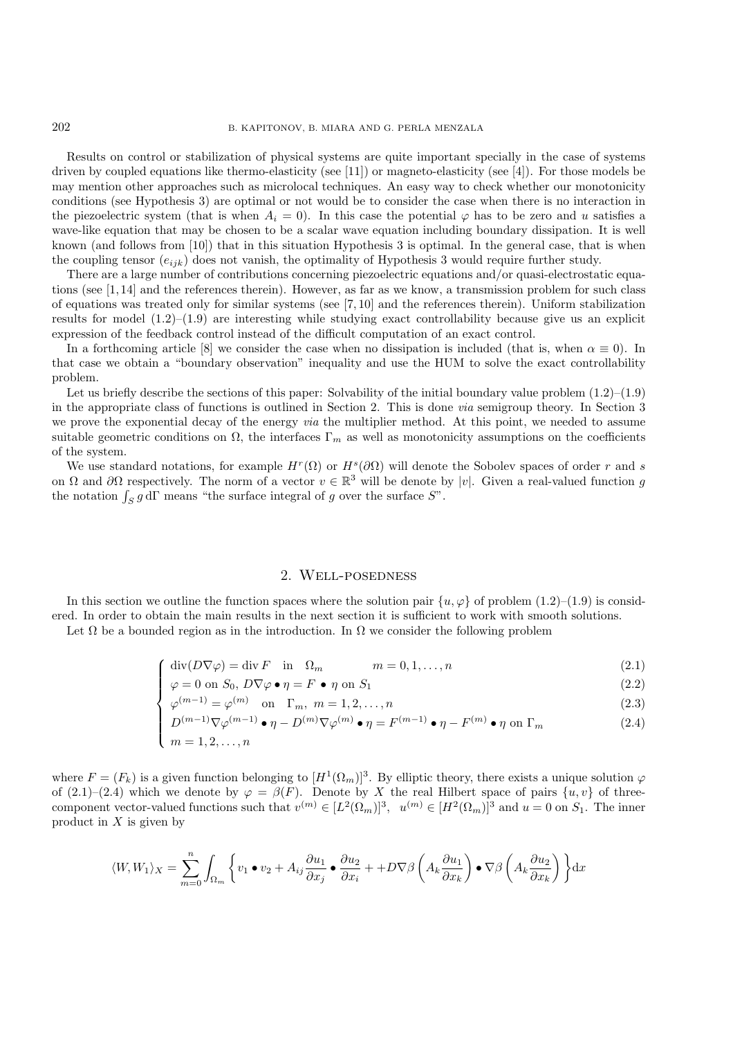Results on control or stabilization of physical systems are quite important specially in the case of systems driven by coupled equations like thermo-elasticity (see [11]) or magneto-elasticity (see [4]). For those models be may mention other approaches such as microlocal techniques. An easy way to check whether our monotonicity conditions (see Hypothesis 3) are optimal or not would be to consider the case when there is no interaction in the piezoelectric system (that is when $A_i = 0$). In this case the potential $\varphi$ has to be zero and $u$ satisfies a wave-like equation that may be chosen to be a scalar wave equation including boundary dissipation. It is well known (and follows from [10]) that in this situation Hypothesis 3 is optimal. In the general case, that is when the coupling tensor $(e_{ijk})$ does not vanish, the optimality of Hypothesis 3 would require further study.

There are a large number of contributions concerning piezoelectric equations and/or quasi-electrostatic equations (see [1,14] and the references therein). However, as far as we know, a transmission problem for such class of equations was treated only for similar systems (see [7,10] and the references therein). Uniform stabilization results for model (1.2)–(1.9) are interesting while studying exact controllability because give us an explicit expression of the feedback control instead of the difficult computation of an exact control.

In a forthcoming article [8] we consider the case when no dissipation is included (that is, when $\alpha \equiv 0$). In that case we obtain a "boundary observation" inequality and use the HUM to solve the exact controllability problem.

Let us briefly describe the sections of this paper: Solvability of the initial boundary value problem (1.2)–(1.9) in the appropriate class of functions is outlined in Section 2. This is done *via* semigroup theory. In Section 3 we prove the exponential decay of the energy *via* the multiplier method. At this point, we needed to assume suitable geometric conditions on $\Omega$, the interfaces $\Gamma_m$ as well as monotonicity assumptions on the coefficients of the system.

We use standard notations, for example $H^r(\Omega)$ or $H^s(\partial\Omega)$ will denote the Sobolev spaces of order $r$ and $s$ on $\Omega$ and $\partial\Omega$ respectively. The norm of a vector $v \in \mathbb{R}^3$ will be denote by $|v|$. Given a real-valued function $g$ the notation $\int_S g \, \mathrm{d}\Gamma$ means "the surface integral of $g$ over the surface $S$".

## 2. Well-posedness

In this section we outline the function spaces where the solution pair $\{u, \varphi\}$ of problem (1.2)–(1.9) is considered. In order to obtain the main results in the next section it is sufficient to work with smooth solutions.

Let $\Omega$ be a bounded region as in the introduction. In $\Omega$ we consider the following problem

$$
\begin{cases}
\operatorname{div}(D\nabla\varphi) = \operatorname{div} F \quad \text{in} \quad \Omega_m \qquad\qquad m = 0, 1, \ldots, n & (2.1)\\
\varphi = 0 \text{ on } S_0,\ D\nabla\varphi \bullet \eta = F \bullet \eta \text{ on } S_1 & (2.2)\\
\varphi^{(m-1)} = \varphi^{(m)} \quad \text{on} \quad \Gamma_m,\ m = 1, 2, \ldots, n & (2.3)\\
D^{(m-1)}\nabla\varphi^{(m-1)} \bullet \eta - D^{(m)}\nabla\varphi^{(m)} \bullet \eta = F^{(m-1)} \bullet \eta - F^{(m)} \bullet \eta \text{ on } \Gamma_m & (2.4)\\
m = 1, 2, \ldots, n
\end{cases}
$$

where $F = (F_k)$ is a given function belonging to $[H^1(\Omega_m)]^3$. By elliptic theory, there exists a unique solution $\varphi$ of (2.1)–(2.4) which we denote by $\varphi = \beta(F)$. Denote by $X$ the real Hilbert space of pairs $\{u, v\}$ of three-component vector-valued functions such that $v^{(m)} \in [L^2(\Omega_m)]^3$, $u^{(m)} \in [H^2(\Omega_m)]^3$ and $u = 0$ on $S_1$. The inner product in $X$ is given by

$$
\langle W, W_1 \rangle_X = \sum_{m=0}^{n} \int_{\Omega_m} \left\{ v_1 \bullet v_2 + A_{ij} \frac{\partial u_1}{\partial x_j} \bullet \frac{\partial u_2}{\partial x_i} + + D\nabla\beta\left(A_k \frac{\partial u_1}{\partial x_k}\right) \bullet \nabla\beta\left(A_k \frac{\partial u_2}{\partial x_k}\right) \right\} \mathrm{d}x
$$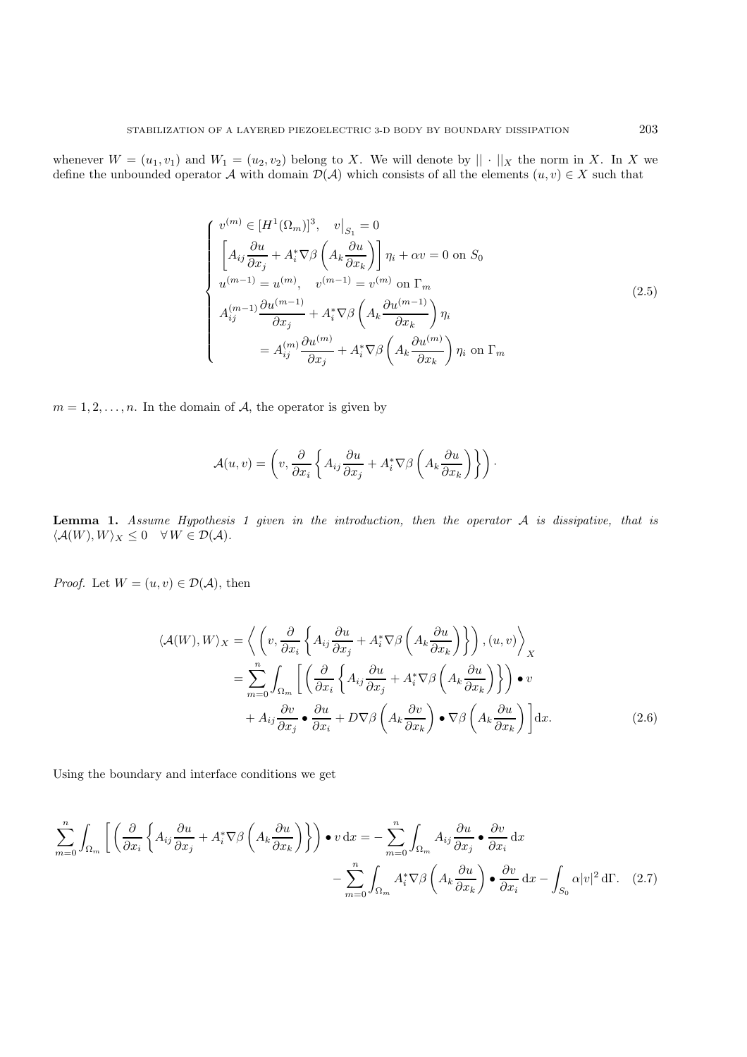whenever $W = (u_1, v_1)$ and $W_1 = (u_2, v_2)$ belong to $X$. We will denote by $||\cdot||_X$ the norm in $X$. In $X$ we define the unbounded operator $\mathcal{A}$ with domain $\mathcal{D}(\mathcal{A})$ which consists of all the elements $(u, v) \in X$ such that

$$
\begin{cases}
v^{(m)} \in [H^1(\Omega_m)]^3, \quad v\big|_{S_1} = 0 \\
\left[ A_{ij} \dfrac{\partial u}{\partial x_j} + A_i^* \nabla \beta \left( A_k \dfrac{\partial u}{\partial x_k} \right) \right] \eta_i + \alpha v = 0 \text{ on } S_0 \\
u^{(m-1)} = u^{(m)}, \quad v^{(m-1)} = v^{(m)} \text{ on } \Gamma_m \\
A_{ij}^{(m-1)} \dfrac{\partial u^{(m-1)}}{\partial x_j} + A_i^* \nabla \beta \left( A_k \dfrac{\partial u^{(m-1)}}{\partial x_k} \right) \eta_i \\
\qquad = A_{ij}^{(m)} \dfrac{\partial u^{(m)}}{\partial x_j} + A_i^* \nabla \beta \left( A_k \dfrac{\partial u^{(m)}}{\partial x_k} \right) \eta_i \text{ on } \Gamma_m
\end{cases}
\tag{2.5}
$$

$m = 1, 2, \ldots, n$. In the domain of $\mathcal{A}$, the operator is given by

$$
\mathcal{A}(u, v) = \left( v, \frac{\partial}{\partial x_i} \left\{ A_{ij} \frac{\partial u}{\partial x_j} + A_i^* \nabla \beta \left( A_k \frac{\partial u}{\partial x_k} \right) \right\} \right) \cdot
$$

**Lemma 1.** *Assume Hypothesis 1 given in the introduction, then the operator $\mathcal{A}$ is dissipative, that is $\langle \mathcal{A}(W), W \rangle_X \leq 0 \quad \forall W \in \mathcal{D}(\mathcal{A})$.*

*Proof.* Let $W = (u, v) \in \mathcal{D}(\mathcal{A})$, then

$$
\begin{aligned}
\langle \mathcal{A}(W), W \rangle_X &= \left\langle \left( v, \frac{\partial}{\partial x_i} \left\{ A_{ij} \frac{\partial u}{\partial x_j} + A_i^* \nabla \beta \left( A_k \frac{\partial u}{\partial x_k} \right) \right\} \right), (u, v) \right\rangle_X \\
&= \sum_{m=0}^{n} \int_{\Omega_m} \left[ \left( \frac{\partial}{\partial x_i} \left\{ A_{ij} \frac{\partial u}{\partial x_j} + A_i^* \nabla \beta \left( A_k \frac{\partial u}{\partial x_k} \right) \right\} \right) \bullet v \right. \\
&\quad \left. + A_{ij} \frac{\partial v}{\partial x_j} \bullet \frac{\partial u}{\partial x_i} + D \nabla \beta \left( A_k \frac{\partial v}{\partial x_k} \right) \bullet \nabla \beta \left( A_k \frac{\partial u}{\partial x_k} \right) \right] \mathrm{d}x.
\end{aligned}
\tag{2.6}
$$

Using the boundary and interface conditions we get

$$
\begin{aligned}
\sum_{m=0}^{n} \int_{\Omega_m} \left[ \left( \frac{\partial}{\partial x_i} \left\{ A_{ij} \frac{\partial u}{\partial x_j} + A_i^* \nabla \beta \left( A_k \frac{\partial u}{\partial x_k} \right) \right\} \right) \bullet v \, \mathrm{d}x \right. &= - \sum_{m=0}^{n} \int_{\Omega_m} A_{ij} \frac{\partial u}{\partial x_j} \bullet \frac{\partial v}{\partial x_i} \, \mathrm{d}x \\
&\quad - \sum_{m=0}^{n} \int_{\Omega_m} A_i^* \nabla \beta \left( A_k \frac{\partial u}{\partial x_k} \right) \bullet \frac{\partial v}{\partial x_i} \, \mathrm{d}x - \int_{S_0} \alpha |v|^2 \, \mathrm{d}\Gamma.
\end{aligned}
\tag{2.7}
$$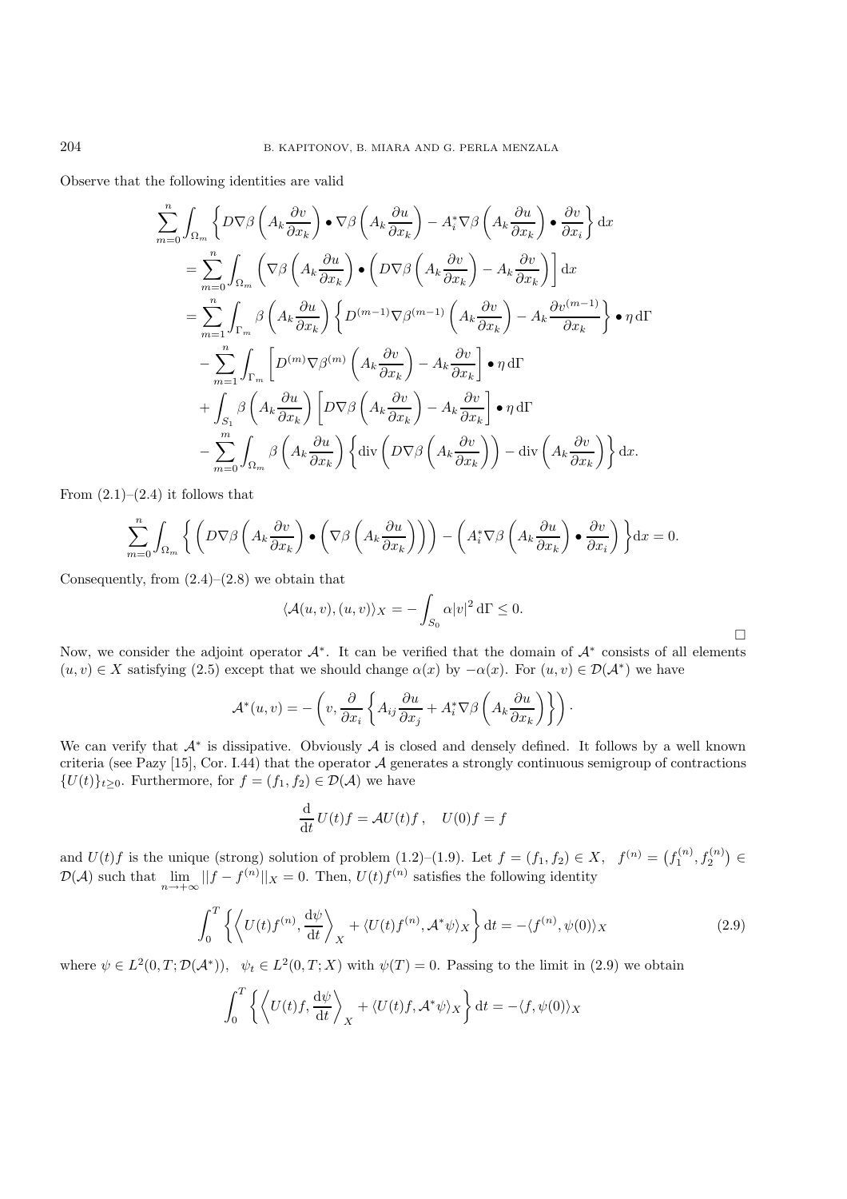Observe that the following identities are valid

$$
\begin{aligned}
\sum_{m=0}^{n} \int_{\Omega_m} & \left\{ D\nabla\beta\left(A_k \frac{\partial v}{\partial x_k}\right) \bullet \nabla\beta\left(A_k \frac{\partial u}{\partial x_k}\right) - A_i^* \nabla\beta\left(A_k \frac{\partial u}{\partial x_k}\right) \bullet \frac{\partial v}{\partial x_i} \right\} \mathrm{d}x \\
&= \sum_{m=0}^{n} \int_{\Omega_m} \left( \nabla\beta\left(A_k \frac{\partial u}{\partial x_k}\right) \bullet \left( D\nabla\beta\left(A_k \frac{\partial v}{\partial x_k}\right) - A_k \frac{\partial v}{\partial x_k} \right) \right] \mathrm{d}x \\
&= \sum_{m=1}^{n} \int_{\Gamma_m} \beta\left(A_k \frac{\partial u}{\partial x_k}\right) \left\{ D^{(m-1)} \nabla\beta^{(m-1)}\left(A_k \frac{\partial v}{\partial x_k}\right) - A_k \frac{\partial v^{(m-1)}}{\partial x_k} \right\} \bullet \eta \,\mathrm{d}\Gamma \\
&\quad - \sum_{m=1}^{n} \int_{\Gamma_m} \left[ D^{(m)} \nabla\beta^{(m)}\left(A_k \frac{\partial v}{\partial x_k}\right) - A_k \frac{\partial v}{\partial x_k} \right] \bullet \eta \,\mathrm{d}\Gamma \\
&\quad + \int_{S_1} \beta\left(A_k \frac{\partial u}{\partial x_k}\right) \left[ D\nabla\beta\left(A_k \frac{\partial v}{\partial x_k}\right) - A_k \frac{\partial v}{\partial x_k} \right] \bullet \eta \,\mathrm{d}\Gamma \\
&\quad - \sum_{m=0}^{m} \int_{\Omega_m} \beta\left(A_k \frac{\partial u}{\partial x_k}\right) \left\{ \operatorname{div}\left( D\nabla\beta\left(A_k \frac{\partial v}{\partial x_k}\right)\right) - \operatorname{div}\left(A_k \frac{\partial v}{\partial x_k}\right) \right\} \mathrm{d}x.
\end{aligned}
$$

From (2.1)–(2.4) it follows that

$$
\sum_{m=0}^{n} \int_{\Omega_m} \left\{ \left( D\nabla\beta\left(A_k \frac{\partial v}{\partial x_k}\right) \bullet \left( \nabla\beta\left(A_k \frac{\partial u}{\partial x_k}\right)\right)\right) - \left( A_i^* \nabla\beta\left(A_k \frac{\partial u}{\partial x_k}\right) \bullet \frac{\partial v}{\partial x_i} \right) \right\} \mathrm{d}x = 0.
$$

Consequently, from (2.4)–(2.8) we obtain that

$$
\langle \mathcal{A}(u,v),(u,v)\rangle_X = -\int_{S_0} \alpha |v|^2 \,\mathrm{d}\Gamma \leq 0.
$$

□

Now, we consider the adjoint operator $\mathcal{A}^*$. It can be verified that the domain of $\mathcal{A}^*$ consists of all elements $(u,v) \in X$ satisfying (2.5) except that we should change $\alpha(x)$ by $-\alpha(x)$. For $(u,v) \in \mathcal{D}(\mathcal{A}^*)$ we have

$$
\mathcal{A}^*(u,v) = -\left( v, \frac{\partial}{\partial x_i}\left\{ A_{ij} \frac{\partial u}{\partial x_j} + A_i^* \nabla\beta\left(A_k \frac{\partial u}{\partial x_k}\right) \right\} \right) \cdot
$$

We can verify that $\mathcal{A}^*$ is dissipative. Obviously $\mathcal{A}$ is closed and densely defined. It follows by a well known criteria (see Pazy [15], Cor. I.44) that the operator $\mathcal{A}$ generates a strongly continuous semigroup of contractions $\{U(t)\}_{t\geq 0}$. Furthermore, for $f = (f_1, f_2) \in \mathcal{D}(\mathcal{A})$ we have

$$
\frac{\mathrm{d}}{\mathrm{d}t} U(t)f = \mathcal{A}U(t)f\,, \quad U(0)f = f
$$

and $U(t)f$ is the unique (strong) solution of problem (1.2)–(1.9). Let $f = (f_1, f_2) \in X$, $f^{(n)} = \left(f_1^{(n)}, f_2^{(n)}\right) \in \mathcal{D}(\mathcal{A})$ such that $\lim_{n\to+\infty} ||f - f^{(n)}||_X = 0$. Then, $U(t)f^{(n)}$ satisfies the following identity

$$
\int_0^T \left\{ \left\langle U(t)f^{(n)}, \frac{\mathrm{d}\psi}{\mathrm{d}t} \right\rangle_X + \langle U(t)f^{(n)}, \mathcal{A}^*\psi\rangle_X \right\} \mathrm{d}t = -\langle f^{(n)}, \psi(0)\rangle_X \tag{2.9}
$$

where $\psi \in L^2(0,T;\mathcal{D}(\mathcal{A}^*))$, $\psi_t \in L^2(0,T;X)$ with $\psi(T) = 0$. Passing to the limit in (2.9) we obtain

$$
\int_0^T \left\{ \left\langle U(t)f, \frac{\mathrm{d}\psi}{\mathrm{d}t} \right\rangle_X + \langle U(t)f, \mathcal{A}^*\psi\rangle_X \right\} \mathrm{d}t = -\langle f, \psi(0)\rangle_X
$$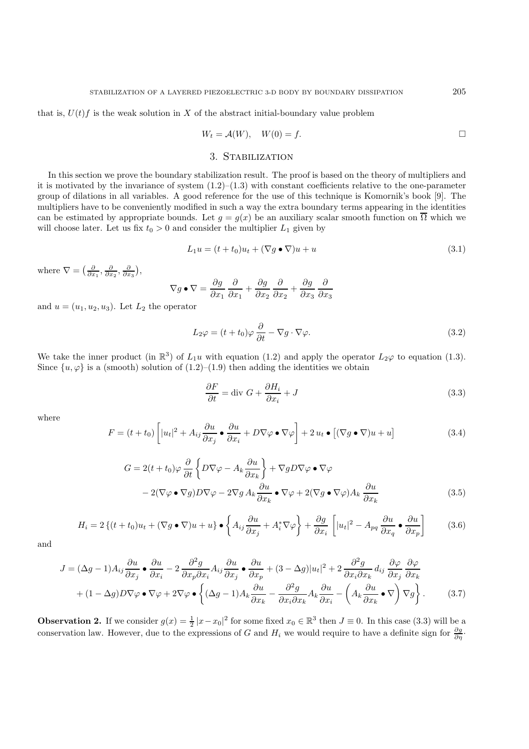that is, $U(t)f$ is the weak solution in $X$ of the abstract initial-boundary value problem

$$W_t = \mathcal{A}(W), \quad W(0) = f. \qquad \square$$

## 3. Stabilization

In this section we prove the boundary stabilization result. The proof is based on the theory of multipliers and it is motivated by the invariance of system (1.2)–(1.3) with constant coefficients relative to the one-parameter group of dilations in all variables. A good reference for the use of this technique is Komornik's book [9]. The multipliers have to be conveniently modified in such a way the extra boundary terms appearing in the identities can be estimated by appropriate bounds. Let $g = g(x)$ be an auxiliary scalar smooth function on $\overline{\Omega}$ which we will choose later. Let us fix $t_0 > 0$ and consider the multiplier $L_1$ given by

$$L_1 u = (t + t_0)u_t + (\nabla g \bullet \nabla)u + u \tag{3.1}$$

where $\nabla = \left(\frac{\partial}{\partial x_1}, \frac{\partial}{\partial x_2}, \frac{\partial}{\partial x_3}\right)$,

$$\nabla g \bullet \nabla = \frac{\partial g}{\partial x_1}\frac{\partial}{\partial x_1} + \frac{\partial g}{\partial x_2}\frac{\partial}{\partial x_2} + \frac{\partial g}{\partial x_3}\frac{\partial}{\partial x_3}$$

and $u = (u_1, u_2, u_3)$. Let $L_2$ the operator

$$L_2\varphi = (t + t_0)\varphi\,\frac{\partial}{\partial t} - \nabla g \cdot \nabla\varphi. \tag{3.2}$$

We take the inner product (in $\mathbb{R}^3$) of $L_1 u$ with equation (1.2) and apply the operator $L_2\varphi$ to equation (1.3). Since $\{u, \varphi\}$ is a (smooth) solution of (1.2)–(1.9) then adding the identities we obtain

$$\frac{\partial F}{\partial t} = \operatorname{div} G + \frac{\partial H_i}{\partial x_i} + J \tag{3.3}$$

where

$$F = (t + t_0)\left[|u_t|^2 + A_{ij}\frac{\partial u}{\partial x_j} \bullet \frac{\partial u}{\partial x_i} + D\nabla\varphi \bullet \nabla\varphi\right] + 2\,u_t \bullet \left[(\nabla g \bullet \nabla)u + u\right] \tag{3.4}$$

$$\begin{aligned}
G = {} & 2(t + t_0)\varphi\,\frac{\partial}{\partial t}\left\{D\nabla\varphi - A_k\frac{\partial u}{\partial x_k}\right\} + \nabla g D\nabla\varphi \bullet \nabla\varphi \\
& - 2(\nabla\varphi \bullet \nabla g)D\nabla\varphi - 2\nabla g\, A_k\frac{\partial u}{\partial x_k} \bullet \nabla\varphi + 2(\nabla g \bullet \nabla\varphi)A_k\,\frac{\partial u}{\partial x_k}
\end{aligned} \tag{3.5}$$

$$H_i = 2\left\{(t + t_0)u_t + (\nabla g \bullet \nabla)u + u\right\} \bullet \left\{A_{ij}\frac{\partial u}{\partial x_j} + A_i^*\nabla\varphi\right\} + \frac{\partial g}{\partial x_i}\left[|u_t|^2 - A_{pq}\frac{\partial u}{\partial x_q} \bullet \frac{\partial u}{\partial x_p}\right] \tag{3.6}$$

and

$$\begin{aligned}
J = {} & (\Delta g - 1)A_{ij}\frac{\partial u}{\partial x_j} \bullet \frac{\partial u}{\partial x_i} - 2\,\frac{\partial^2 g}{\partial x_p \partial x_i}A_{ij}\frac{\partial u}{\partial x_j} \bullet \frac{\partial u}{\partial x_p} + (3 - \Delta g)|u_t|^2 + 2\,\frac{\partial^2 g}{\partial x_i \partial x_k}\,d_{ij}\,\frac{\partial\varphi}{\partial x_j}\,\frac{\partial\varphi}{\partial x_k} \\
& + (1 - \Delta g)D\nabla\varphi \bullet \nabla\varphi + 2\nabla\varphi \bullet \left\{(\Delta g - 1)A_k\frac{\partial u}{\partial x_k} - \frac{\partial^2 g}{\partial x_i \partial x_k}A_k\frac{\partial u}{\partial x_i} - \left(A_k\frac{\partial u}{\partial x_k} \bullet \nabla\right)\nabla g\right\}.
\end{aligned} \tag{3.7}$$

**Observation 2.** If we consider $g(x) = \frac{1}{2}|x - x_0|^2$ for some fixed $x_0 \in \mathbb{R}^3$ then $J \equiv 0$. In this case (3.3) will be a conservation law. However, due to the expressions of $G$ and $H_i$ we would require to have a definite sign for $\frac{\partial g}{\partial \eta}$.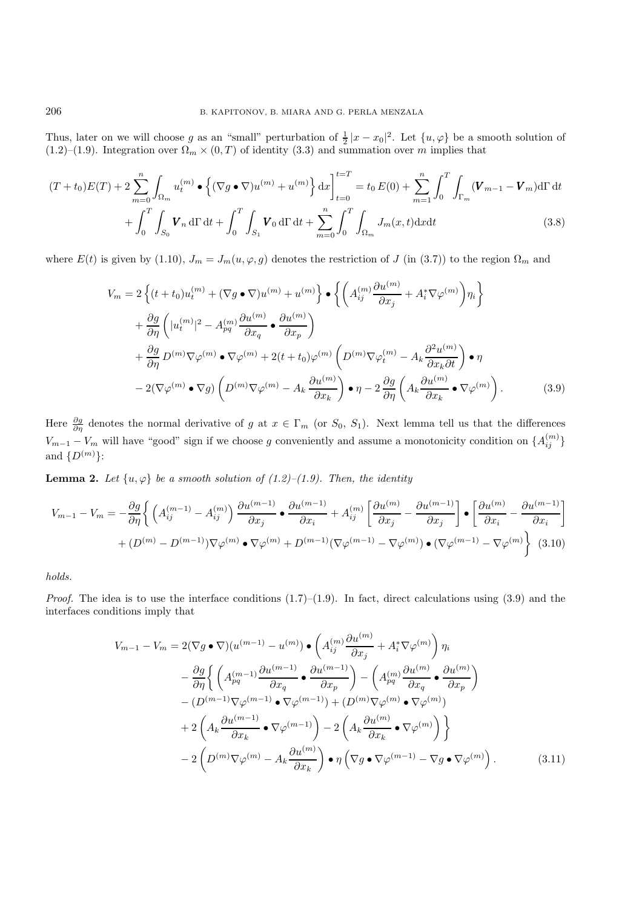Thus, later on we will choose $g$ as an "small" perturbation of $\frac{1}{2}|x-x_0|^2$. Let $\{u,\varphi\}$ be a smooth solution of (1.2)–(1.9). Integration over $\Omega_m \times (0,T)$ of identity (3.3) and summation over $m$ implies that

$$
\begin{aligned}
(T+t_0)E(T) + 2\sum_{m=0}^{n}\int_{\Omega_m} u_t^{(m)} \bullet \Big\{(\nabla g \bullet \nabla)u^{(m)} + u^{(m)}\Big\}\,\mathrm{d}x\Big]_{t=0}^{t=T} &= t_0\,E(0) + \sum_{m=1}^{n}\int_0^T\int_{\Gamma_m}(\boldsymbol{V}_{m-1}-\boldsymbol{V}_m)\mathrm{d}\Gamma\,\mathrm{d}t \\
+ \int_0^T\int_{S_0}\boldsymbol{V}_n\,\mathrm{d}\Gamma\,\mathrm{d}t + \int_0^T\int_{S_1}\boldsymbol{V}_0\,\mathrm{d}\Gamma\,\mathrm{d}t &+ \sum_{m=0}^{n}\int_0^T\int_{\Omega_m} J_m(x,t)\mathrm{d}x\mathrm{d}t
\end{aligned}
\tag{3.8}
$$

where $E(t)$ is given by (1.10), $J_m = J_m(u,\varphi,g)$ denotes the restriction of $J$ (in (3.7)) to the region $\Omega_m$ and

$$
\begin{aligned}
V_m = {} & 2\Big\{(t+t_0)u_t^{(m)} + (\nabla g\bullet\nabla)u^{(m)} + u^{(m)}\Big\}\bullet\Big\{\Big(A_{ij}^{(m)}\frac{\partial u^{(m)}}{\partial x_j} + A_i^*\nabla\varphi^{(m)}\Big)\eta_i\Big\} \\
& + \frac{\partial g}{\partial\eta}\left(|u_t^{(m)}|^2 - A_{pq}^{(m)}\frac{\partial u^{(m)}}{\partial x_q}\bullet\frac{\partial u^{(m)}}{\partial x_p}\right) \\
& + \frac{\partial g}{\partial \eta}\,D^{(m)}\nabla\varphi^{(m)}\bullet\nabla\varphi^{(m)} + 2(t+t_0)\varphi^{(m)}\left(D^{(m)}\nabla\varphi_t^{(m)} - A_k\frac{\partial^2 u^{(m)}}{\partial x_k\partial t}\right)\bullet\eta \\
& - 2(\nabla\varphi^{(m)}\bullet\nabla g)\left(D^{(m)}\nabla\varphi^{(m)} - A_k\frac{\partial u^{(m)}}{\partial x_k}\right)\bullet\eta - 2\frac{\partial g}{\partial\eta}\left(A_k\frac{\partial u^{(m)}}{\partial x_k}\bullet\nabla\varphi^{(m)}\right).
\end{aligned}
\tag{3.9}
$$

Here $\frac{\partial g}{\partial \eta}$ denotes the normal derivative of $g$ at $x\in\Gamma_m$ (or $S_0$, $S_1$). Next lemma tell us that the differences $V_{m-1}-V_m$ will have "good" sign if we choose $g$ conveniently and assume a monotonicity condition on $\{A_{ij}^{(m)}\}$ and $\{D^{(m)}\}$:

**Lemma 2.** *Let $\{u,\varphi\}$ be a smooth solution of (1.2)–(1.9). Then, the identity*

$$
\begin{aligned}
V_{m-1}-V_m = -\frac{\partial g}{\partial\eta}\bigg\{ & \Big(A_{ij}^{(m-1)} - A_{ij}^{(m)}\Big)\frac{\partial u^{(m-1)}}{\partial x_j}\bullet\frac{\partial u^{(m-1)}}{\partial x_i} + A_{ij}^{(m)}\left[\frac{\partial u^{(m)}}{\partial x_j} - \frac{\partial u^{(m-1)}}{\partial x_j}\right]\bullet\left[\frac{\partial u^{(m)}}{\partial x_i} - \frac{\partial u^{(m-1)}}{\partial x_i}\right] \\
& + (D^{(m)} - D^{(m-1)})\nabla\varphi^{(m)}\bullet\nabla\varphi^{(m)} + D^{(m-1)}(\nabla\varphi^{(m-1)} - \nabla\varphi^{(m)})\bullet(\nabla\varphi^{(m-1)} - \nabla\varphi^{(m)}\bigg\}
\end{aligned}
\tag{3.10}
$$

*holds.*

*Proof.* The idea is to use the interface conditions (1.7)–(1.9). In fact, direct calculations using (3.9) and the interfaces conditions imply that

$$
\begin{aligned}
V_{m-1}-V_m = {} & 2(\nabla g\bullet\nabla)(u^{(m-1)} - u^{(m)})\bullet\left(A_{ij}^{(m)}\frac{\partial u^{(m)}}{\partial x_j} + A_i^*\nabla\varphi^{(m)}\right)\eta_i \\
& - \frac{\partial g}{\partial\eta}\bigg\{\left(A_{pq}^{(m-1)}\frac{\partial u^{(m-1)}}{\partial x_q}\bullet\frac{\partial u^{(m-1)}}{\partial x_p}\right) - \left(A_{pq}^{(m)}\frac{\partial u^{(m)}}{\partial x_q}\bullet\frac{\partial u^{(m)}}{\partial x_p}\right) \\
& - (D^{(m-1)}\nabla\varphi^{(m-1)}\bullet\nabla\varphi^{(m-1)}) + (D^{(m)}\nabla\varphi^{(m)}\bullet\nabla\varphi^{(m)}) \\
& + 2\left(A_k\frac{\partial u^{(m-1)}}{\partial x_k}\bullet\nabla\varphi^{(m-1)}\right) - 2\left(A_k\frac{\partial u^{(m)}}{\partial x_k}\bullet\nabla\varphi^{(m)}\right)\bigg\} \\
& - 2\left(D^{(m)}\nabla\varphi^{(m)} - A_k\frac{\partial u^{(m)}}{\partial x_k}\right)\bullet\eta\left(\nabla g\bullet\nabla\varphi^{(m-1)} - \nabla g\bullet\nabla\varphi^{(m)}\right).
\end{aligned}
\tag{3.11}
$$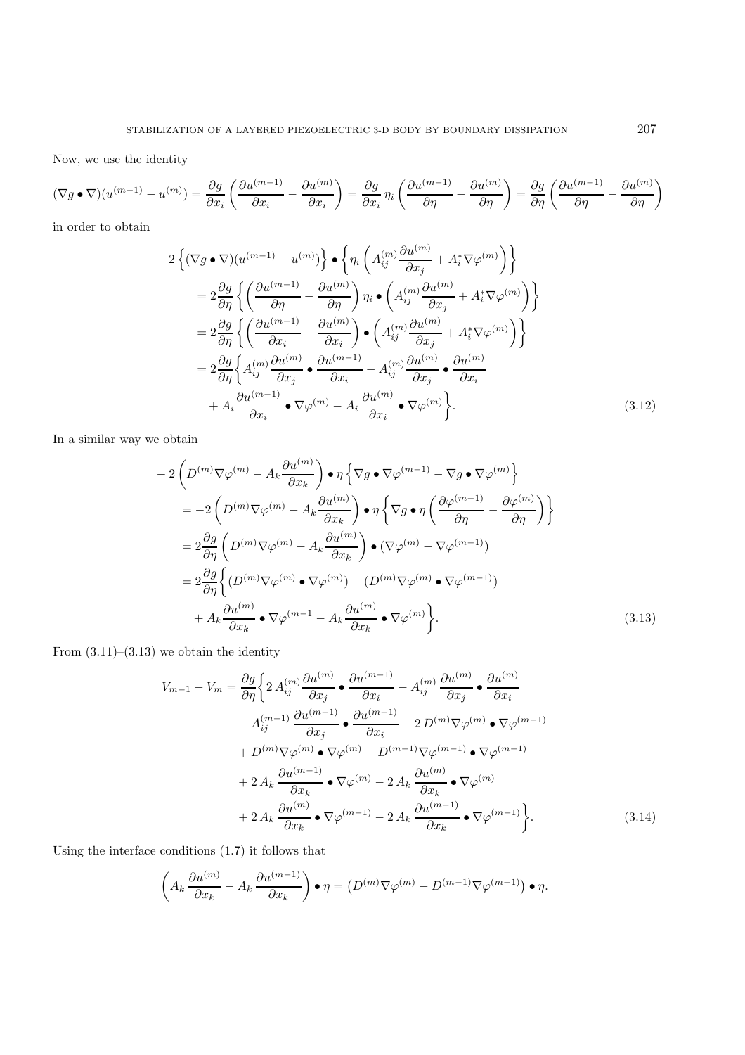Now, we use the identity

$$(\nabla g \bullet \nabla)(u^{(m-1)} - u^{(m)}) = \frac{\partial g}{\partial x_i}\left(\frac{\partial u^{(m-1)}}{\partial x_i} - \frac{\partial u^{(m)}}{\partial x_i}\right) = \frac{\partial g}{\partial x_i}\,\eta_i\left(\frac{\partial u^{(m-1)}}{\partial \eta} - \frac{\partial u^{(m)}}{\partial \eta}\right) = \frac{\partial g}{\partial \eta}\left(\frac{\partial u^{(m-1)}}{\partial \eta} - \frac{\partial u^{(m)}}{\partial \eta}\right)$$

in order to obtain

$$\begin{aligned}
2&\left\{(\nabla g \bullet \nabla)(u^{(m-1)} - u^{(m)})\right\} \bullet \left\{\eta_i\left(A_{ij}^{(m)}\frac{\partial u^{(m)}}{\partial x_j} + A_i^*\nabla\varphi^{(m)}\right)\right\}\\
&= 2\frac{\partial g}{\partial \eta}\left\{\left(\frac{\partial u^{(m-1)}}{\partial \eta} - \frac{\partial u^{(m)}}{\partial \eta}\right)\eta_i \bullet \left(A_{ij}^{(m)}\frac{\partial u^{(m)}}{\partial x_j} + A_i^*\nabla\varphi^{(m)}\right)\right\}\\
&= 2\frac{\partial g}{\partial \eta}\left\{\left(\frac{\partial u^{(m-1)}}{\partial x_i} - \frac{\partial u^{(m)}}{\partial x_i}\right) \bullet \left(A_{ij}^{(m)}\frac{\partial u^{(m)}}{\partial x_j} + A_i^*\nabla\varphi^{(m)}\right)\right\}\\
&= 2\frac{\partial g}{\partial \eta}\bigg\{A_{ij}^{(m)}\frac{\partial u^{(m)}}{\partial x_j} \bullet \frac{\partial u^{(m-1)}}{\partial x_i} - A_{ij}^{(m)}\frac{\partial u^{(m)}}{\partial x_j} \bullet \frac{\partial u^{(m)}}{\partial x_i}\\
&\qquad + A_i\frac{\partial u^{(m-1)}}{\partial x_i} \bullet \nabla\varphi^{(m)} - A_i\,\frac{\partial u^{(m)}}{\partial x_i} \bullet \nabla\varphi^{(m)}\bigg\}.
\end{aligned} \tag{3.12}$$

In a similar way we obtain

$$\begin{aligned}
-&\,2\left(D^{(m)}\nabla\varphi^{(m)} - A_k\frac{\partial u^{(m)}}{\partial x_k}\right) \bullet \eta\left\{\nabla g \bullet \nabla\varphi^{(m-1)} - \nabla g \bullet \nabla\varphi^{(m)}\right\}\\
&= -2\left(D^{(m)}\nabla\varphi^{(m)} - A_k\frac{\partial u^{(m)}}{\partial x_k}\right) \bullet \eta\left\{\nabla g \bullet \eta\left(\frac{\partial \varphi^{(m-1)}}{\partial \eta} - \frac{\partial \varphi^{(m)}}{\partial \eta}\right)\right\}\\
&= 2\frac{\partial g}{\partial \eta}\left(D^{(m)}\nabla\varphi^{(m)} - A_k\frac{\partial u^{(m)}}{\partial x_k}\right) \bullet (\nabla\varphi^{(m)} - \nabla\varphi^{(m-1)})\\
&= 2\frac{\partial g}{\partial \eta}\bigg\{(D^{(m)}\nabla\varphi^{(m)} \bullet \nabla\varphi^{(m)}) - (D^{(m)}\nabla\varphi^{(m)} \bullet \nabla\varphi^{(m-1)})\\
&\qquad + A_k\frac{\partial u^{(m)}}{\partial x_k} \bullet \nabla\varphi^{(m-1} - A_k\frac{\partial u^{(m)}}{\partial x_k} \bullet \nabla\varphi^{(m)}\bigg\}.
\end{aligned} \tag{3.13}$$

From (3.11)–(3.13) we obtain the identity

$$\begin{aligned}
V_{m-1} - V_m = \frac{\partial g}{\partial \eta}\bigg\{&2\,A_{ij}^{(m)}\frac{\partial u^{(m)}}{\partial x_j} \bullet \frac{\partial u^{(m-1)}}{\partial x_i} - A_{ij}^{(m)}\,\frac{\partial u^{(m)}}{\partial x_j} \bullet \frac{\partial u^{(m)}}{\partial x_i}\\
&- A_{ij}^{(m-1)}\,\frac{\partial u^{(m-1)}}{\partial x_j} \bullet \frac{\partial u^{(m-1)}}{\partial x_i} - 2\,D^{(m)}\nabla\varphi^{(m)} \bullet \nabla\varphi^{(m-1)}\\
&+ D^{(m)}\nabla\varphi^{(m)} \bullet \nabla\varphi^{(m)} + D^{(m-1)}\nabla\varphi^{(m-1)} \bullet \nabla\varphi^{(m-1)}\\
&+ 2\,A_k\,\frac{\partial u^{(m-1)}}{\partial x_k} \bullet \nabla\varphi^{(m)} - 2\,A_k\,\frac{\partial u^{(m)}}{\partial x_k} \bullet \nabla\varphi^{(m)}\\
&+ 2\,A_k\,\frac{\partial u^{(m)}}{\partial x_k} \bullet \nabla\varphi^{(m-1)} - 2\,A_k\,\frac{\partial u^{(m-1)}}{\partial x_k} \bullet \nabla\varphi^{(m-1)}\bigg\}.
\end{aligned} \tag{3.14}$$

Using the interface conditions (1.7) it follows that

$$\left(A_k\,\frac{\partial u^{(m)}}{\partial x_k} - A_k\,\frac{\partial u^{(m-1)}}{\partial x_k}\right) \bullet \eta = \left(D^{(m)}\nabla\varphi^{(m)} - D^{(m-1)}\nabla\varphi^{(m-1)}\right) \bullet \eta.$$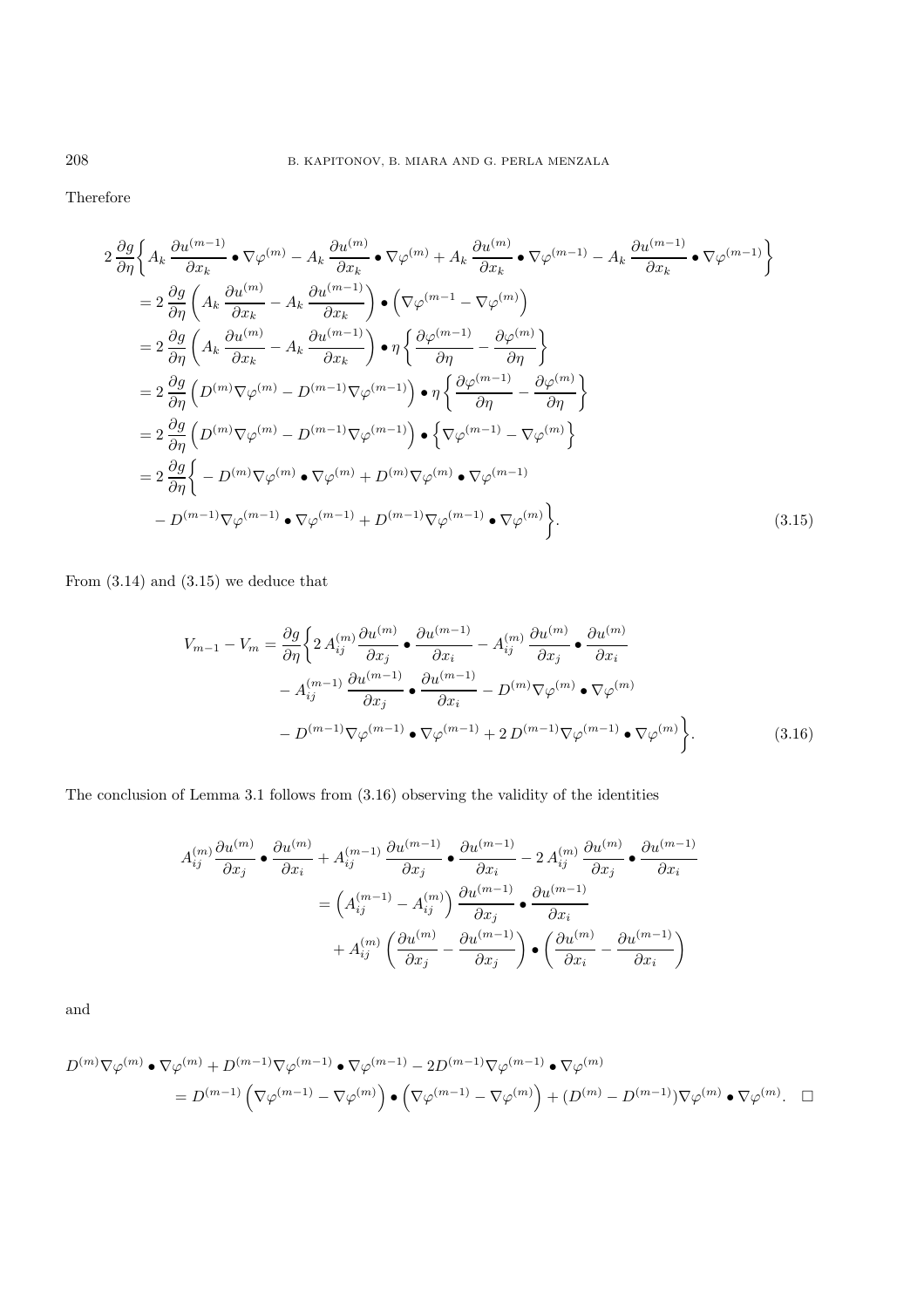Therefore

$$
\begin{aligned}
2\,\frac{\partial g}{\partial \eta}\bigg\{ & A_k\,\frac{\partial u^{(m-1)}}{\partial x_k}\bullet\nabla\varphi^{(m)} - A_k\,\frac{\partial u^{(m)}}{\partial x_k}\bullet\nabla\varphi^{(m)} + A_k\,\frac{\partial u^{(m)}}{\partial x_k}\bullet\nabla\varphi^{(m-1)} - A_k\,\frac{\partial u^{(m-1)}}{\partial x_k}\bullet\nabla\varphi^{(m-1)}\bigg\} \\
&= 2\,\frac{\partial g}{\partial \eta}\left(A_k\,\frac{\partial u^{(m)}}{\partial x_k} - A_k\,\frac{\partial u^{(m-1)}}{\partial x_k}\right)\bullet\left(\nabla\varphi^{(m-1} - \nabla\varphi^{(m)}\right) \\
&= 2\,\frac{\partial g}{\partial \eta}\left(A_k\,\frac{\partial u^{(m)}}{\partial x_k} - A_k\,\frac{\partial u^{(m-1)}}{\partial x_k}\right)\bullet\eta\left\{\frac{\partial\varphi^{(m-1)}}{\partial\eta} - \frac{\partial\varphi^{(m)}}{\partial\eta}\right\} \\
&= 2\,\frac{\partial g}{\partial \eta}\left(D^{(m)}\nabla\varphi^{(m)} - D^{(m-1)}\nabla\varphi^{(m-1)}\right)\bullet\eta\left\{\frac{\partial\varphi^{(m-1)}}{\partial\eta} - \frac{\partial\varphi^{(m)}}{\partial\eta}\right\} \\
&= 2\,\frac{\partial g}{\partial \eta}\left(D^{(m)}\nabla\varphi^{(m)} - D^{(m-1)}\nabla\varphi^{(m-1)}\right)\bullet\left\{\nabla\varphi^{(m-1)} - \nabla\varphi^{(m)}\right\} \\
&= 2\,\frac{\partial g}{\partial \eta}\bigg\{ - D^{(m)}\nabla\varphi^{(m)}\bullet\nabla\varphi^{(m)} + D^{(m)}\nabla\varphi^{(m)}\bullet\nabla\varphi^{(m-1)} \\
&\qquad - D^{(m-1)}\nabla\varphi^{(m-1)}\bullet\nabla\varphi^{(m-1)} + D^{(m-1)}\nabla\varphi^{(m-1)}\bullet\nabla\varphi^{(m)}\bigg\}. \qquad (3.15)
\end{aligned}
$$

From (3.14) and (3.15) we deduce that

$$
\begin{aligned}
V_{m-1} - V_m = \frac{\partial g}{\partial \eta}\bigg\{ & 2\,A_{ij}^{(m)}\frac{\partial u^{(m)}}{\partial x_j}\bullet\frac{\partial u^{(m-1)}}{\partial x_i} - A_{ij}^{(m)}\,\frac{\partial u^{(m)}}{\partial x_j}\bullet\frac{\partial u^{(m)}}{\partial x_i} \\
& - A_{ij}^{(m-1)}\,\frac{\partial u^{(m-1)}}{\partial x_j}\bullet\frac{\partial u^{(m-1)}}{\partial x_i} - D^{(m)}\nabla\varphi^{(m)}\bullet\nabla\varphi^{(m)} \\
& - D^{(m-1)}\nabla\varphi^{(m-1)}\bullet\nabla\varphi^{(m-1)} + 2\,D^{(m-1)}\nabla\varphi^{(m-1)}\bullet\nabla\varphi^{(m)}\bigg\}. \qquad (3.16)
\end{aligned}
$$

The conclusion of Lemma 3.1 follows from (3.16) observing the validity of the identities

$$
\begin{aligned}
A_{ij}^{(m)}\frac{\partial u^{(m)}}{\partial x_j}\bullet\frac{\partial u^{(m)}}{\partial x_i} + A_{ij}^{(m-1)}\,\frac{\partial u^{(m-1)}}{\partial x_j}\bullet\frac{\partial u^{(m-1)}}{\partial x_i} - 2\,A_{ij}^{(m)}\,\frac{\partial u^{(m)}}{\partial x_j}\bullet\frac{\partial u^{(m-1)}}{\partial x_i} \\
= \left(A_{ij}^{(m-1)} - A_{ij}^{(m)}\right)\frac{\partial u^{(m-1)}}{\partial x_j}\bullet\frac{\partial u^{(m-1)}}{\partial x_i} \\
+ A_{ij}^{(m)}\left(\frac{\partial u^{(m)}}{\partial x_j} - \frac{\partial u^{(m-1)}}{\partial x_j}\right)\bullet\left(\frac{\partial u^{(m)}}{\partial x_i} - \frac{\partial u^{(m-1)}}{\partial x_i}\right)
\end{aligned}
$$

and

$$
\begin{aligned}
D^{(m)}\nabla\varphi^{(m)}\bullet\nabla\varphi^{(m)} + D^{(m-1)}\nabla\varphi^{(m-1)}\bullet\nabla\varphi^{(m-1)} - 2D^{(m-1)}\nabla\varphi^{(m-1)}\bullet\nabla\varphi^{(m)} \\
= D^{(m-1)}\left(\nabla\varphi^{(m-1)} - \nabla\varphi^{(m)}\right)\bullet\left(\nabla\varphi^{(m-1)} - \nabla\varphi^{(m)}\right) + (D^{(m)} - D^{(m-1)})\nabla\varphi^{(m)}\bullet\nabla\varphi^{(m)}. \quad \square
\end{aligned}
$$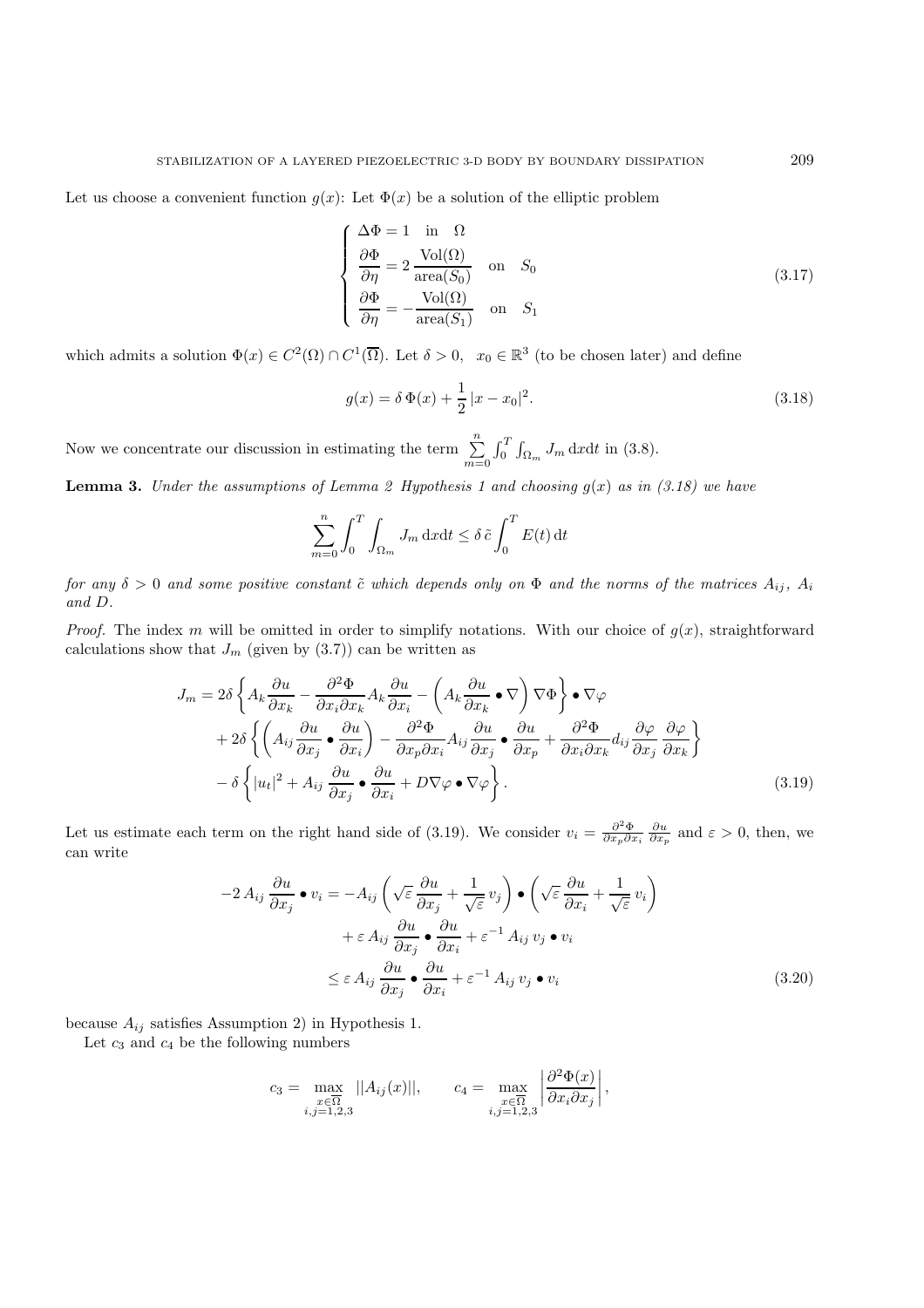Let us choose a convenient function $g(x)$: Let $\Phi(x)$ be a solution of the elliptic problem

$$
\begin{cases}
\Delta\Phi = 1 \quad \text{in} \quad \Omega \\
\dfrac{\partial\Phi}{\partial\eta} = 2\,\dfrac{\mathrm{Vol}(\Omega)}{\mathrm{area}(S_0)} \quad \text{on} \quad S_0 \\
\dfrac{\partial\Phi}{\partial\eta} = -\dfrac{\mathrm{Vol}(\Omega)}{\mathrm{area}(S_1)} \quad \text{on} \quad S_1
\end{cases}
\tag{3.17}
$$

which admits a solution $\Phi(x) \in C^2(\Omega) \cap C^1(\overline{\Omega})$. Let $\delta > 0$, $x_0 \in \mathbb{R}^3$ (to be chosen later) and define

$$
g(x) = \delta\,\Phi(x) + \frac{1}{2}\,|x - x_0|^2. \tag{3.18}
$$

Now we concentrate our discussion in estimating the term $\sum\limits_{m=0}^{n}\int_0^T\int_{\Omega_m} J_m\,\mathrm{d}x\mathrm{d}t$ in (3.8).

**Lemma 3.** *Under the assumptions of Lemma 2 Hypothesis 1 and choosing $g(x)$ as in (3.18) we have*

$$
\sum_{m=0}^{n}\int_0^T\int_{\Omega_m} J_m\,\mathrm{d}x\mathrm{d}t \le \delta\,\tilde{c}\int_0^T E(t)\,\mathrm{d}t
$$

*for any $\delta > 0$ and some positive constant $\tilde{c}$ which depends only on $\Phi$ and the norms of the matrices $A_{ij}$, $A_i$ and $D$.*

*Proof.* The index $m$ will be omitted in order to simplify notations. With our choice of $g(x)$, straightforward calculations show that $J_m$ (given by (3.7)) can be written as

$$
\begin{aligned}
J_m = {} & 2\delta\left\{A_k\frac{\partial u}{\partial x_k} - \frac{\partial^2\Phi}{\partial x_i\partial x_k}A_k\frac{\partial u}{\partial x_i} - \left(A_k\frac{\partial u}{\partial x_k}\bullet\nabla\right)\nabla\Phi\right\}\bullet\nabla\varphi \\
& + 2\delta\left\{\left(A_{ij}\frac{\partial u}{\partial x_j}\bullet\frac{\partial u}{\partial x_i}\right) - \frac{\partial^2\Phi}{\partial x_p\partial x_i}A_{ij}\frac{\partial u}{\partial x_j}\bullet\frac{\partial u}{\partial x_p} + \frac{\partial^2\Phi}{\partial x_i\partial x_k}d_{ij}\frac{\partial\varphi}{\partial x_j}\frac{\partial\varphi}{\partial x_k}\right\} \\
& - \delta\left\{|u_t|^2 + A_{ij}\,\frac{\partial u}{\partial x_j}\bullet\frac{\partial u}{\partial x_i} + D\nabla\varphi\bullet\nabla\varphi\right\}.
\end{aligned}
\tag{3.19}
$$

Let us estimate each term on the right hand side of (3.19). We consider $v_i = \frac{\partial^2\Phi}{\partial x_p\partial x_i}\,\frac{\partial u}{\partial x_p}$ and $\varepsilon > 0$, then, we can write

$$
\begin{aligned}
-2\,A_{ij}\,\frac{\partial u}{\partial x_j}\bullet v_i &= -A_{ij}\left(\sqrt{\varepsilon}\,\frac{\partial u}{\partial x_j} + \frac{1}{\sqrt{\varepsilon}}\,v_j\right)\bullet\left(\sqrt{\varepsilon}\,\frac{\partial u}{\partial x_i} + \frac{1}{\sqrt{\varepsilon}}\,v_i\right) \\
&\quad + \varepsilon\,A_{ij}\,\frac{\partial u}{\partial x_j}\bullet\frac{\partial u}{\partial x_i} + \varepsilon^{-1}\,A_{ij}\,v_j\bullet v_i \\
&\le \varepsilon\,A_{ij}\,\frac{\partial u}{\partial x_j}\bullet\frac{\partial u}{\partial x_i} + \varepsilon^{-1}\,A_{ij}\,v_j\bullet v_i
\end{aligned}
\tag{3.20}
$$

because $A_{ij}$ satisfies Assumption 2) in Hypothesis 1.

Let $c_3$ and $c_4$ be the following numbers

$$
c_3 = \max_{\substack{x\in\overline{\Omega} \\ i,j=1,2,3}} ||A_{ij}(x)||, \qquad c_4 = \max_{\substack{x\in\overline{\Omega} \\ i,j=1,2,3}} \left|\frac{\partial^2\Phi(x)}{\partial x_i\partial x_j}\right|,
$$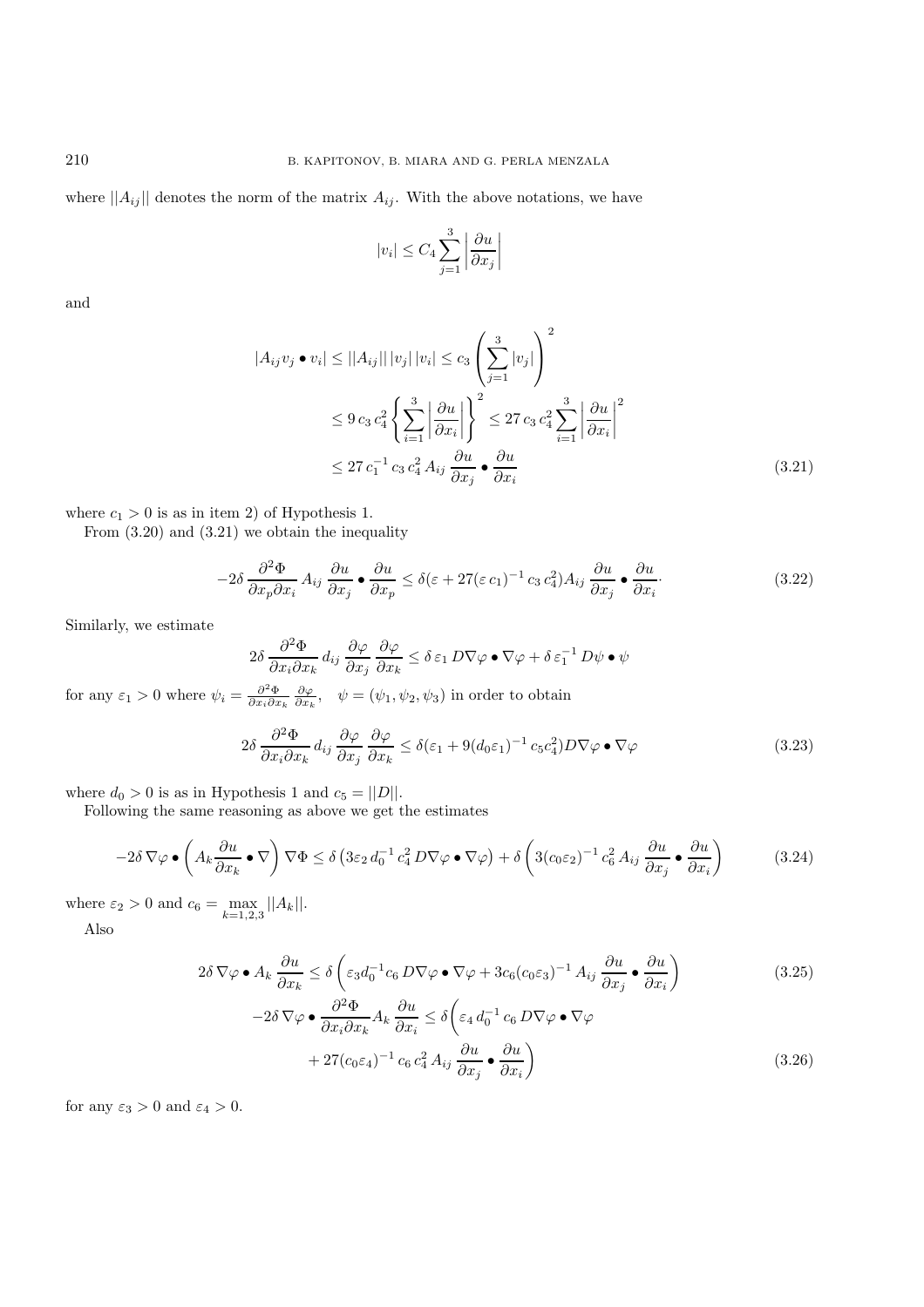where $||A_{ij}||$ denotes the norm of the matrix $A_{ij}$. With the above notations, we have

$$|v_i| \le C_4 \sum_{j=1}^{3} \left| \frac{\partial u}{\partial x_j} \right|$$

and

$$\begin{aligned}
|A_{ij} v_j \bullet v_i| &\le ||A_{ij}|| \, |v_j| \, |v_i| \le c_3 \left( \sum_{j=1}^{3} |v_j| \right)^2 \\
&\le 9 \, c_3 \, c_4^2 \left\{ \sum_{i=1}^{3} \left| \frac{\partial u}{\partial x_i} \right| \right\}^2 \le 27 \, c_3 \, c_4^2 \sum_{i=1}^{3} \left| \frac{\partial u}{\partial x_i} \right|^2 \\
&\le 27 \, c_1^{-1} \, c_3 \, c_4^2 \, A_{ij} \, \frac{\partial u}{\partial x_j} \bullet \frac{\partial u}{\partial x_i}
\end{aligned} \tag{3.21}$$

where $c_1 > 0$ is as in item 2) of Hypothesis 1.

From (3.20) and (3.21) we obtain the inequality

$$-2\delta \, \frac{\partial^2 \Phi}{\partial x_p \partial x_i} \, A_{ij} \, \frac{\partial u}{\partial x_j} \bullet \frac{\partial u}{\partial x_p} \le \delta (\varepsilon + 27 (\varepsilon \, c_1)^{-1} \, c_3 \, c_4^2) A_{ij} \, \frac{\partial u}{\partial x_j} \bullet \frac{\partial u}{\partial x_i} \cdot \tag{3.22}$$

Similarly, we estimate

$$2\delta \, \frac{\partial^2 \Phi}{\partial x_i \partial x_k} \, d_{ij} \, \frac{\partial \varphi}{\partial x_j} \, \frac{\partial \varphi}{\partial x_k} \le \delta \, \varepsilon_1 \, D \nabla \varphi \bullet \nabla \varphi + \delta \, \varepsilon_1^{-1} \, D \psi \bullet \psi$$

for any $\varepsilon_1 > 0$ where $\psi_i = \frac{\partial^2 \Phi}{\partial x_i \partial x_k} \, \frac{\partial \varphi}{\partial x_k}$, $\quad \psi = (\psi_1, \psi_2, \psi_3)$ in order to obtain

$$2\delta \, \frac{\partial^2 \Phi}{\partial x_i \partial x_k} \, d_{ij} \, \frac{\partial \varphi}{\partial x_j} \, \frac{\partial \varphi}{\partial x_k} \le \delta (\varepsilon_1 + 9 (d_0 \varepsilon_1)^{-1} \, c_5 c_4^2) D \nabla \varphi \bullet \nabla \varphi \tag{3.23}$$

where $d_0 > 0$ is as in Hypothesis 1 and $c_5 = ||D||$.

Following the same reasoning as above we get the estimates

$$-2\delta \, \nabla \varphi \bullet \left( A_k \frac{\partial u}{\partial x_k} \bullet \nabla \right) \nabla \Phi \le \delta \left( 3 \varepsilon_2 \, d_0^{-1} \, c_4^2 \, D \nabla \varphi \bullet \nabla \varphi \right) + \delta \left( 3 (c_0 \varepsilon_2)^{-1} \, c_6^2 \, A_{ij} \, \frac{\partial u}{\partial x_j} \bullet \frac{\partial u}{\partial x_i} \right) \tag{3.24}$$

where $\varepsilon_2 > 0$ and $c_6 = \max\limits_{k=1,2,3} ||A_k||$.

Also

$$2\delta \, \nabla \varphi \bullet A_k \, \frac{\partial u}{\partial x_k} \le \delta \left( \varepsilon_3 d_0^{-1} c_6 \, D \nabla \varphi \bullet \nabla \varphi + 3 c_6 (c_0 \varepsilon_3)^{-1} \, A_{ij} \, \frac{\partial u}{\partial x_j} \bullet \frac{\partial u}{\partial x_i} \right) \tag{3.25}$$

$$\begin{aligned}
-2\delta \, \nabla \varphi \bullet \frac{\partial^2 \Phi}{\partial x_i \partial x_k} A_k \, \frac{\partial u}{\partial x_i} \le \delta \biggl( & \varepsilon_4 \, d_0^{-1} \, c_6 \, D \nabla \varphi \bullet \nabla \varphi \\
& + 27 (c_0 \varepsilon_4)^{-1} \, c_6 \, c_4^2 \, A_{ij} \, \frac{\partial u}{\partial x_j} \bullet \frac{\partial u}{\partial x_i} \biggr)
\end{aligned} \tag{3.26}$$

for any $\varepsilon_3 > 0$ and $\varepsilon_4 > 0$.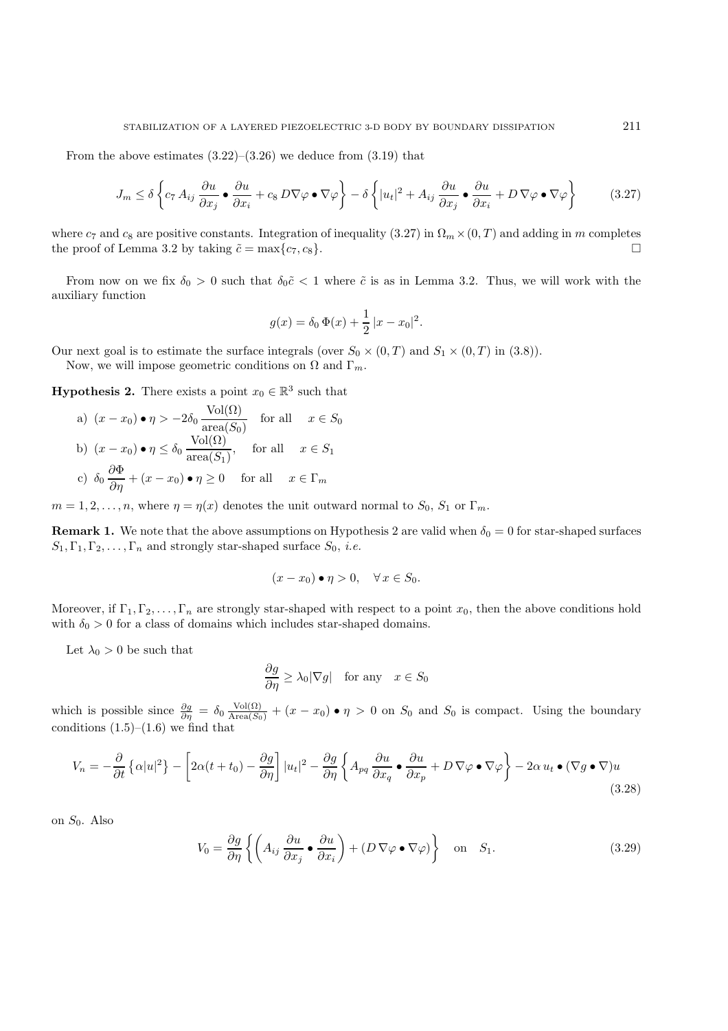From the above estimates (3.22)–(3.26) we deduce from (3.19) that

$$J_m \leq \delta \left\{ c_7 \, A_{ij} \, \frac{\partial u}{\partial x_j} \bullet \frac{\partial u}{\partial x_i} + c_8 \, D \nabla \varphi \bullet \nabla \varphi \right\} - \delta \left\{ |u_t|^2 + A_{ij} \, \frac{\partial u}{\partial x_j} \bullet \frac{\partial u}{\partial x_i} + D \, \nabla \varphi \bullet \nabla \varphi \right\} \tag{3.27}$$

where $c_7$ and $c_8$ are positive constants. Integration of inequality (3.27) in $\Omega_m \times (0, T)$ and adding in $m$ completes the proof of Lemma 3.2 by taking $\tilde{c} = \max\{c_7, c_8\}$. □

From now on we fix $\delta_0 > 0$ such that $\delta_0 \tilde{c} < 1$ where $\tilde{c}$ is as in Lemma 3.2. Thus, we will work with the auxiliary function

$$g(x) = \delta_0 \, \Phi(x) + \frac{1}{2} \, |x - x_0|^2.$$

Our next goal is to estimate the surface integrals (over $S_0 \times (0, T)$ and $S_1 \times (0, T)$ in (3.8)).

Now, we will impose geometric conditions on $\Omega$ and $\Gamma_m$.

**Hypothesis 2.** There exists a point $x_0 \in \mathbb{R}^3$ such that

a) $(x - x_0) \bullet \eta > -2\delta_0 \, \dfrac{\mathrm{Vol}(\Omega)}{\mathrm{area}(S_0)}$ for all $x \in S_0$

b) $(x - x_0) \bullet \eta \leq \delta_0 \, \dfrac{\mathrm{Vol}(\Omega)}{\mathrm{area}(S_1)}$, for all $x \in S_1$

c) $\delta_0 \, \dfrac{\partial \Phi}{\partial \eta} + (x - x_0) \bullet \eta \geq 0$ for all $x \in \Gamma_m$

$m = 1, 2, \ldots, n$, where $\eta = \eta(x)$ denotes the unit outward normal to $S_0$, $S_1$ or $\Gamma_m$.

**Remark 1.** We note that the above assumptions on Hypothesis 2 are valid when $\delta_0 = 0$ for star-shaped surfaces $S_1, \Gamma_1, \Gamma_2, \ldots, \Gamma_n$ and strongly star-shaped surface $S_0$, *i.e.*

$$(x - x_0) \bullet \eta > 0, \quad \forall \, x \in S_0.$$

Moreover, if $\Gamma_1, \Gamma_2, \ldots, \Gamma_n$ are strongly star-shaped with respect to a point $x_0$, then the above conditions hold with $\delta_0 > 0$ for a class of domains which includes star-shaped domains.

Let $\lambda_0 > 0$ be such that

$$\frac{\partial g}{\partial \eta} \geq \lambda_0 |\nabla g| \quad \text{for any} \quad x \in S_0$$

which is possible since $\frac{\partial g}{\partial \eta} = \delta_0 \frac{\mathrm{Vol}(\Omega)}{\mathrm{Area}(S_0)} + (x - x_0) \bullet \eta > 0$ on $S_0$ and $S_0$ is compact. Using the boundary conditions (1.5)–(1.6) we find that

$$V_n = -\frac{\partial}{\partial t} \left\{ \alpha |u|^2 \right\} - \left[ 2\alpha (t + t_0) - \frac{\partial g}{\partial \eta} \right] |u_t|^2 - \frac{\partial g}{\partial \eta} \left\{ A_{pq} \, \frac{\partial u}{\partial x_q} \bullet \frac{\partial u}{\partial x_p} + D \, \nabla \varphi \bullet \nabla \varphi \right\} - 2\alpha \, u_t \bullet (\nabla g \bullet \nabla) u \tag{3.28}$$

on $S_0$. Also

$$V_0 = \frac{\partial g}{\partial \eta} \left\{ \left( A_{ij} \, \frac{\partial u}{\partial x_j} \bullet \frac{\partial u}{\partial x_i} \right) + (D \, \nabla \varphi \bullet \nabla \varphi) \right\} \quad \text{on} \quad S_1. \tag{3.29}$$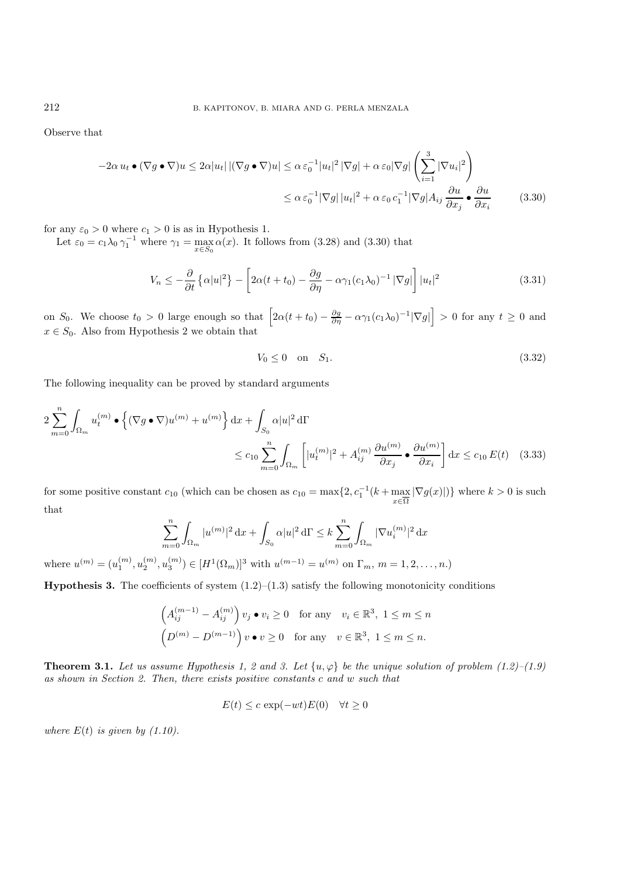Observe that

$$
\begin{aligned}
-2\alpha\, u_t \bullet (\nabla g \bullet \nabla) u \leq 2\alpha |u_t|\, |(\nabla g \bullet \nabla) u| &\leq \alpha\, \varepsilon_0^{-1} |u_t|^2\, |\nabla g| + \alpha\, \varepsilon_0 |\nabla g| \left( \sum_{i=1}^{3} |\nabla u_i|^2 \right) \\
&\leq \alpha\, \varepsilon_0^{-1} |\nabla g|\, |u_t|^2 + \alpha\, \varepsilon_0\, c_1^{-1} |\nabla g| A_{ij} \frac{\partial u}{\partial x_j} \bullet \frac{\partial u}{\partial x_i} \qquad (3.30)
\end{aligned}
$$

for any $\varepsilon_0 > 0$ where $c_1 > 0$ is as in Hypothesis 1.

Let $\varepsilon_0 = c_1 \lambda_0\, \gamma_1^{-1}$ where $\gamma_1 = \max_{x \in S_0} \alpha(x)$. It follows from (3.28) and (3.30) that

$$
V_n \leq -\frac{\partial}{\partial t} \left\{ \alpha |u|^2 \right\} - \left[ 2\alpha (t + t_0) - \frac{\partial g}{\partial \eta} - \alpha \gamma_1 (c_1 \lambda_0)^{-1} |\nabla g| \right] |u_t|^2 \qquad (3.31)
$$

on $S_0$. We choose $t_0 > 0$ large enough so that $\left[ 2\alpha (t + t_0) - \frac{\partial g}{\partial \eta} - \alpha \gamma_1 (c_1 \lambda_0)^{-1} |\nabla g| \right] > 0$ for any $t \geq 0$ and $x \in S_0$. Also from Hypothesis 2 we obtain that

$$
V_0 \leq 0 \quad \text{on} \quad S_1. \qquad (3.32)
$$

The following inequality can be proved by standard arguments

$$
\begin{aligned}
2 \sum_{m=0}^{n} \int_{\Omega_m} u_t^{(m)} \bullet \left\{ (\nabla g \bullet \nabla) u^{(m)} + u^{(m)} \right\} \mathrm{d}x + \int_{S_0} \alpha |u|^2 \, \mathrm{d}\Gamma \\
\leq c_{10} \sum_{m=0}^{n} \int_{\Omega_m} \left[ |u_t^{(m)}|^2 + A_{ij}^{(m)} \frac{\partial u^{(m)}}{\partial x_j} \bullet \frac{\partial u^{(m)}}{\partial x_i} \right] \mathrm{d}x \leq c_{10}\, E(t) \qquad (3.33)
\end{aligned}
$$

for some positive constant $c_{10}$ (which can be chosen as $c_{10} = \max\{2, c_1^{-1}(k + \max_{x \in \overline{\Omega}} |\nabla g(x)|)\}$ where $k > 0$ is such that

$$
\sum_{m=0}^{n} \int_{\Omega_m} |u^{(m)}|^2 \, \mathrm{d}x + \int_{S_0} \alpha |u|^2 \, \mathrm{d}\Gamma \leq k \sum_{m=0}^{n} \int_{\Omega_m} |\nabla u_i^{(m)}|^2 \, \mathrm{d}x
$$

where $u^{(m)} = (u_1^{(m)}, u_2^{(m)}, u_3^{(m)}) \in [H^1(\Omega_m)]^3$ with $u^{(m-1)} = u^{(m)}$ on $\Gamma_m$, $m = 1, 2, \ldots, n$.)

**Hypothesis 3.** The coefficients of system (1.2)–(1.3) satisfy the following monotonicity conditions

$$
\begin{aligned}
&\left( A_{ij}^{(m-1)} - A_{ij}^{(m)} \right) v_j \bullet v_i \geq 0 \quad \text{for any} \quad v_i \in \mathbb{R}^3,\ 1 \leq m \leq n \\
&\left( D^{(m)} - D^{(m-1)} \right) v \bullet v \geq 0 \quad \text{for any} \quad v \in \mathbb{R}^3,\ 1 \leq m \leq n.
\end{aligned}
$$

**Theorem 3.1.** *Let us assume Hypothesis 1, 2 and 3. Let $\{u, \varphi\}$ be the unique solution of problem (1.2)–(1.9) as shown in Section 2. Then, there exists positive constants $c$ and $w$ such that*

$$
E(t) \leq c \exp(-wt) E(0) \quad \forall t \geq 0
$$

*where $E(t)$ is given by (1.10).*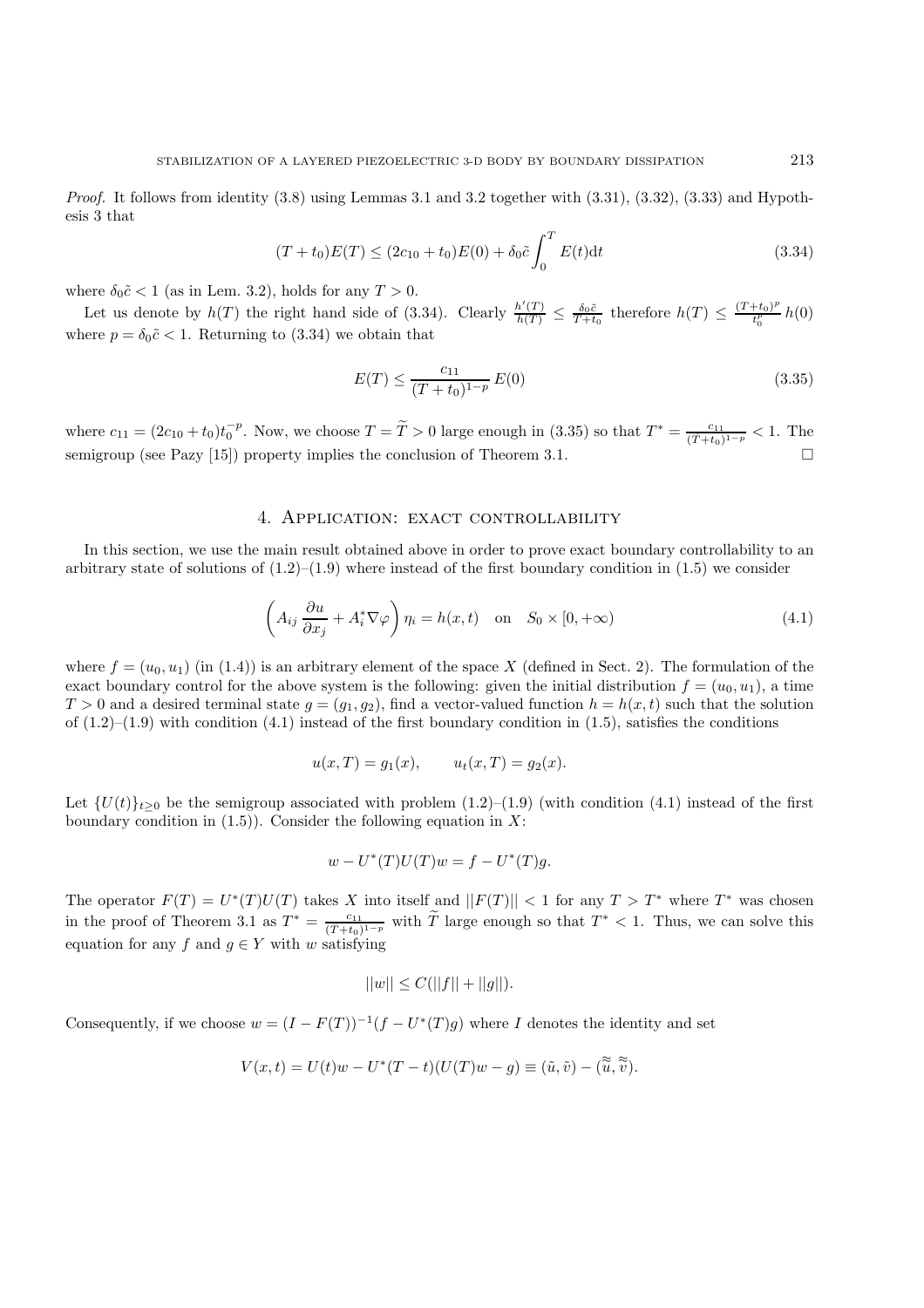*Proof.* It follows from identity (3.8) using Lemmas 3.1 and 3.2 together with (3.31), (3.32), (3.33) and Hypothesis 3 that

$$(T + t_0)E(T) \leq (2c_{10} + t_0)E(0) + \delta_0 \tilde{c} \int_0^T E(t)\mathrm{d}t \tag{3.34}$$

where $\delta_0 \tilde{c} < 1$ (as in Lem. 3.2), holds for any $T > 0$.

Let us denote by $h(T)$ the right hand side of (3.34). Clearly $\frac{h'(T)}{h(T)} \leq \frac{\delta_0 \tilde{c}}{T+t_0}$ therefore $h(T) \leq \frac{(T+t_0)^p}{t_0^p} h(0)$ where $p = \delta_0 \tilde{c} < 1$. Returning to (3.34) we obtain that

$$E(T) \leq \frac{c_{11}}{(T + t_0)^{1-p}} E(0) \tag{3.35}$$

where $c_{11} = (2c_{10} + t_0)t_0^{-p}$. Now, we choose $T = \widetilde{T} > 0$ large enough in (3.35) so that $T^* = \frac{c_{11}}{(T+t_0)^{1-p}} < 1$. The semigroup (see Pazy [15]) property implies the conclusion of Theorem 3.1. □

## 4. Application: exact controllability

In this section, we use the main result obtained above in order to prove exact boundary controllability to an arbitrary state of solutions of (1.2)–(1.9) where instead of the first boundary condition in (1.5) we consider

$$\left( A_{ij} \frac{\partial u}{\partial x_j} + A_i^* \nabla \varphi \right) \eta_i = h(x,t) \quad \text{on} \quad S_0 \times [0, +\infty) \tag{4.1}$$

where $f = (u_0, u_1)$ (in (1.4)) is an arbitrary element of the space $X$ (defined in Sect. 2). The formulation of the exact boundary control for the above system is the following: given the initial distribution $f = (u_0, u_1)$, a time $T > 0$ and a desired terminal state $g = (g_1, g_2)$, find a vector-valued function $h = h(x,t)$ such that the solution of (1.2)–(1.9) with condition (4.1) instead of the first boundary condition in (1.5), satisfies the conditions

$$u(x,T) = g_1(x), \qquad u_t(x,T) = g_2(x).$$

Let $\{U(t)\}_{t \geq 0}$ be the semigroup associated with problem (1.2)–(1.9) (with condition (4.1) instead of the first boundary condition in (1.5)). Consider the following equation in $X$:

$$w - U^*(T)U(T)w = f - U^*(T)g.$$

The operator $F(T) = U^*(T)U(T)$ takes $X$ into itself and $||F(T)|| < 1$ for any $T > T^*$ where $T^*$ was chosen in the proof of Theorem 3.1 as $T^* = \frac{c_{11}}{(T+t_0)^{1-p}}$ with $\widetilde{T}$ large enough so that $T^* < 1$. Thus, we can solve this equation for any $f$ and $g \in Y$ with $w$ satisfying

$$||w|| \leq C(||f|| + ||g||).$$

Consequently, if we choose $w = (I - F(T))^{-1}(f - U^*(T)g)$ where $I$ denotes the identity and set

$$V(x,t) = U(t)w - U^*(T-t)(U(T)w - g) \equiv (\tilde{u}, \tilde{v}) - (\widetilde{\widetilde{u}}, \widetilde{\widetilde{v}}).$$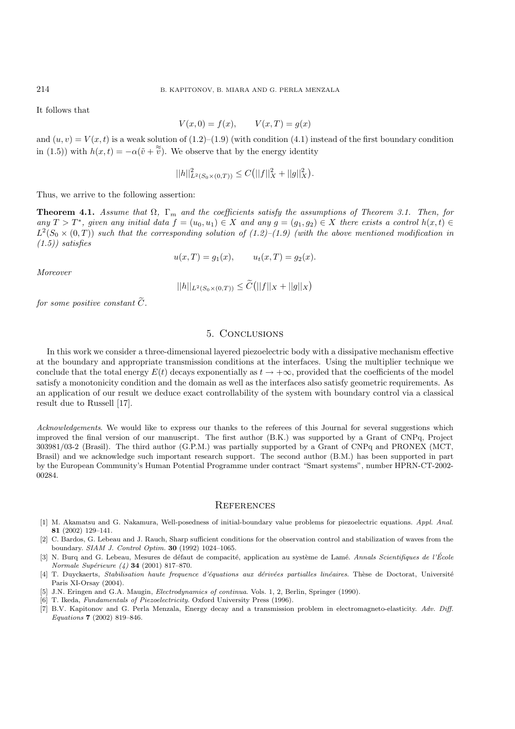It follows that

$$V(x,0) = f(x), \qquad V(x,T) = g(x)$$

and $(u,v) = V(x,t)$ is a weak solution of (1.2)–(1.9) (with condition (4.1) instead of the first boundary condition in (1.5)) with $h(x,t) = -\alpha(\tilde{v} + \widetilde{\widetilde{v}})$. We observe that by the energy identity

$$||h||^2_{L^2(S_0 \times (0,T))} \leq C\big(||f||^2_X + ||g||^2_X\big).$$

Thus, we arrive to the following assertion:

**Theorem 4.1.** *Assume that $\Omega$, $\Gamma_m$ and the coefficients satisfy the assumptions of Theorem 3.1. Then, for any $T > T^*$, given any initial data $f = (u_0, u_1) \in X$ and any $g = (g_1, g_2) \in X$ there exists a control $h(x,t) \in L^2(S_0 \times (0,T))$ such that the corresponding solution of (1.2)–(1.9) (with the above mentioned modification in (1.5)) satisfies*

$$u(x,T) = g_1(x), \qquad u_t(x,T) = g_2(x).$$

*Moreover*

$$||h||_{L^2(S_0 \times (0,T))} \leq \widetilde{C}\big(||f||_X + ||g||_X\big)$$

*for some positive constant $\widetilde{C}$.*

## 5. Conclusions

In this work we consider a three-dimensional layered piezoelectric body with a dissipative mechanism effective at the boundary and appropriate transmission conditions at the interfaces. Using the multiplier technique we conclude that the total energy $E(t)$ decays exponentially as $t \to +\infty$, provided that the coefficients of the model satisfy a monotonicity condition and the domain as well as the interfaces also satisfy geometric requirements. As an application of our result we deduce exact controllability of the system with boundary control via a classical result due to Russell [17].

*Acknowledgements*. We would like to express our thanks to the referees of this Journal for several suggestions which improved the final version of our manuscript. The first author (B.K.) was supported by a Grant of CNPq, Project 303981/03-2 (Brasil). The third author (G.P.M.) was partially supported by a Grant of CNPq and PRONEX (MCT, Brasil) and we acknowledge such important research support. The second author (B.M.) has been supported in part by the European Community's Human Potential Programme under contract "Smart systems", number HPRN-CT-2002-00284.

## References

[1] M. Akamatsu and G. Nakamura, Well-posedness of initial-boundary value problems for piezoelectric equations. *Appl. Anal.* **81** (2002) 129–141.

[2] C. Bardos, G. Lebeau and J. Rauch, Sharp sufficient conditions for the observation control and stabilization of waves from the boundary. *SIAM J. Control Optim.* **30** (1992) 1024–1065.

[3] N. Burq and G. Lebeau, Mesures de défaut de compacité, application au système de Lamé. *Annals Scientifiques de l'École Normale Supérieure (4)* **34** (2001) 817–870.

[4] T. Duyckaerts, *Stabilisation haute frequence d'équations aux dérivées partialles linéaires*. Thèse de Doctorat, Université Paris XI-Orsay (2004).

[5] J.N. Eringen and G.A. Maugin, *Electrodynamics of continua*. Vols. 1, 2, Berlin, Springer (1990).

[6] T. Ikeda, *Fundamentals of Piezoelectricity*. Oxford University Press (1996).

[7] B.V. Kapitonov and G. Perla Menzala, Energy decay and a transmission problem in electromagneto-elasticity. *Adv. Diff. Equations* **7** (2002) 819–846.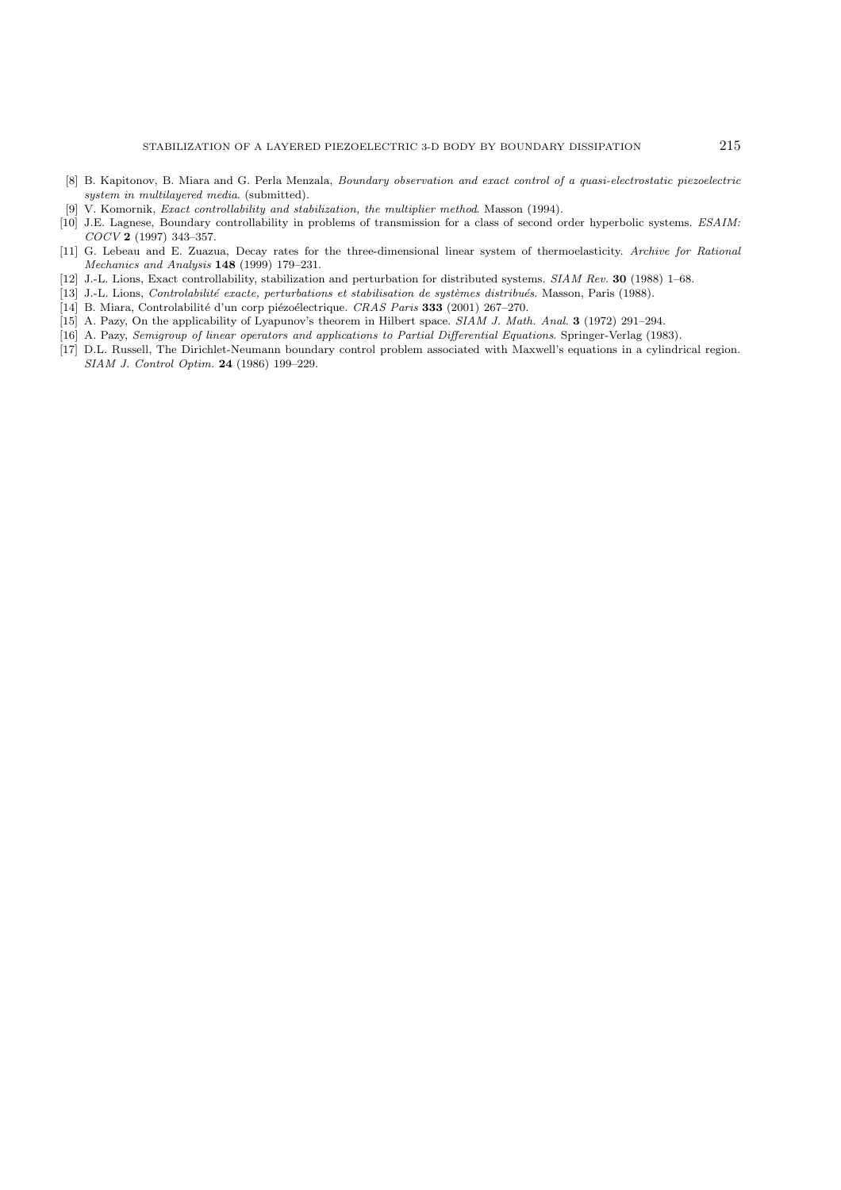[8] B. Kapitonov, B. Miara and G. Perla Menzala, *Boundary observation and exact control of a quasi-electrostatic piezoelectric system in multilayered media*. (submitted).

[9] V. Komornik, *Exact controllability and stabilization, the multiplier method*. Masson (1994).

[10] J.E. Lagnese, Boundary controllability in problems of transmission for a class of second order hyperbolic systems. *ESAIM: COCV* **2** (1997) 343–357.

[11] G. Lebeau and E. Zuazua, Decay rates for the three-dimensional linear system of thermoelasticity. *Archive for Rational Mechanics and Analysis* **148** (1999) 179–231.

[12] J.-L. Lions, Exact controllability, stabilization and perturbation for distributed systems. *SIAM Rev.* **30** (1988) 1–68.

[13] J.-L. Lions, *Controlabilité exacte, perturbations et stabilisation de systèmes distribués*. Masson, Paris (1988).

[14] B. Miara, Controlabilité d'un corp piézoélectrique. *CRAS Paris* **333** (2001) 267–270.

[15] A. Pazy, On the applicability of Lyapunov's theorem in Hilbert space. *SIAM J. Math. Anal.* **3** (1972) 291–294.

[16] A. Pazy, *Semigroup of linear operators and applications to Partial Differential Equations*. Springer-Verlag (1983).

[17] D.L. Russell, The Dirichlet-Neumann boundary control problem associated with Maxwell's equations in a cylindrical region. *SIAM J. Control Optim.* **24** (1986) 199–229.